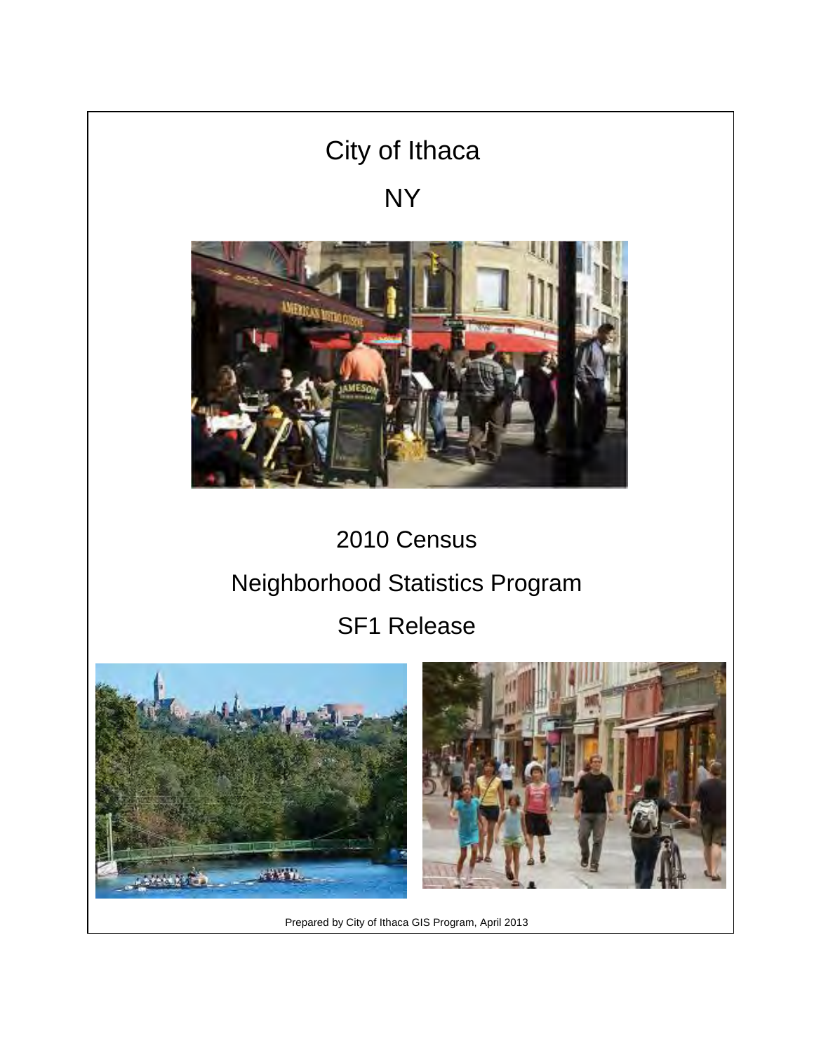# City of Ithaca

# NY

## 2010 Census

## Neighborhood Statistics Program

## SF1 Release

Prepared by City of Ithaca GIS Program, April 2013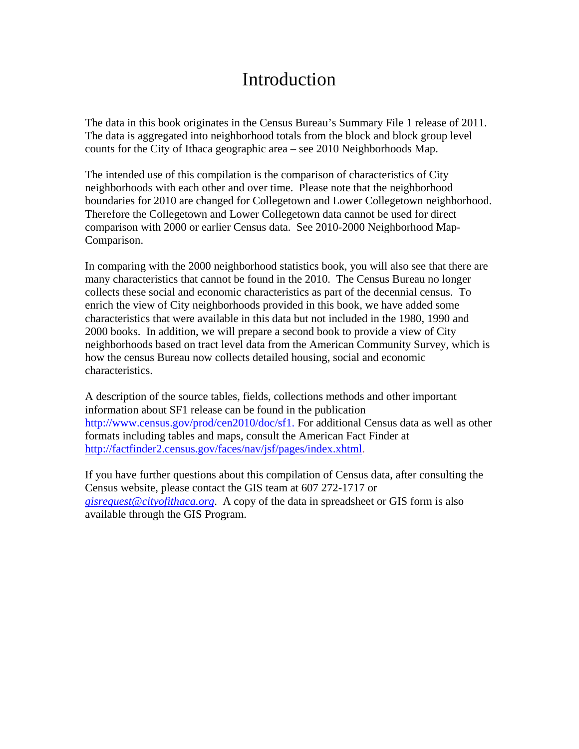# Introduction

The data in this book originates in the Census Bureau's Summary File 1 release of 2011. The data is aggregated into neighborhood totals from the block and block group level counts for the City of Ithaca geographic area – see 2010 Neighborhoods Map.

The intended use of this compilation is the comparison of characteristics of City neighborhoods with each other and over time. Please note that the neighborhood boundaries for 2010 are changed for Collegetown and Lower Collegetown neighborhood. Therefore the Collegetown and Lower Collegetown data cannot be used for direct comparison with 2000 or earlier Census data. See 2010-2000 Neighborhood Map-Comparison.

In comparing with the 2000 neighborhood statistics book, you will also see that there are many characteristics that cannot be found in the 2010. The Census Bureau no longer collects these social and economic characteristics as part of the decennial census. To enrich the view of City neighborhoods provided in this book, we have added some characteristics that were available in this data but not included in the 1980, 1990 and 2000 books. In addition, we will prepare a second book to provide a view of City neighborhoods based on tract level data from the American Community Survey, which is how the census Bureau now collects detailed housing, social and economic characteristics.

A description of the source tables, fields, collections methods and other important information about SF1 release can be found in the publication http://www.census.gov/prod/cen2010/doc/sf1. For additional Census data as well as other formats including tables and maps, consult the American Fact Finder at http://factfinder2.census.gov/faces/nav/jsf/pages/index.xhtml.

If you have further questions about this compilation of Census data, after consulting the Census website, please contact the GIS team at 607 272-1717 or *gisrequest@cityofithaca.org*. A copy of the data in spreadsheet or GIS form is also available through the GIS Program.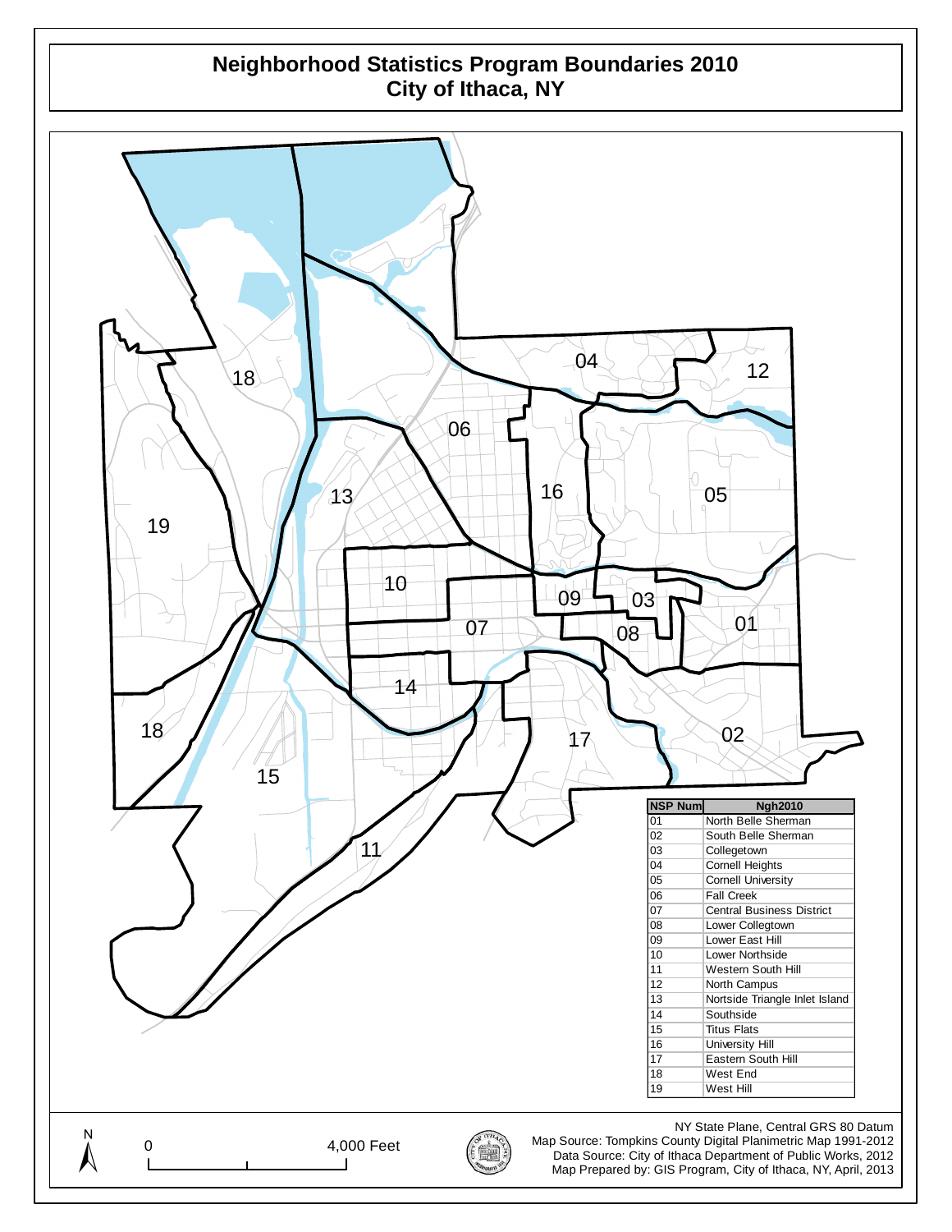# Neighborhood Statistics Program Boundaries 2010
## City of Ithaca, NY

18

04

12

06

16

05

13

19

10

09

03

07

08

01

14

17

02

18

15

11

| NSP Num | Ngh2010 |
|---|---|
| 01 | North Belle Sherman |
| 02 | South Belle Sherman |
| 03 | Collegetown |
| 04 | Cornell Heights |
| 05 | Cornell University |
| 06 | Fall Creek |
| 07 | Central Business District |
| 08 | Lower Collegtown |
| 09 | Lower East Hill |
| 10 | Lower Northside |
| 11 | Western South Hill |
| 12 | North Campus |
| 13 | Nortside Triangle Inlet Island |
| 14 | Southside |
| 15 | Titus Flats |
| 16 | University Hill |
| 17 | Eastern South Hill |
| 18 | West End |
| 19 | West Hill |

N

0 4,000 Feet

NY State Plane, Central GRS 80 Datum
Map Source: Tompkins County Digital Planimetric Map 1991-2012
Data Source: City of Ithaca Department of Public Works, 2012
Map Prepared by: GIS Program, City of Ithaca, NY, April, 2013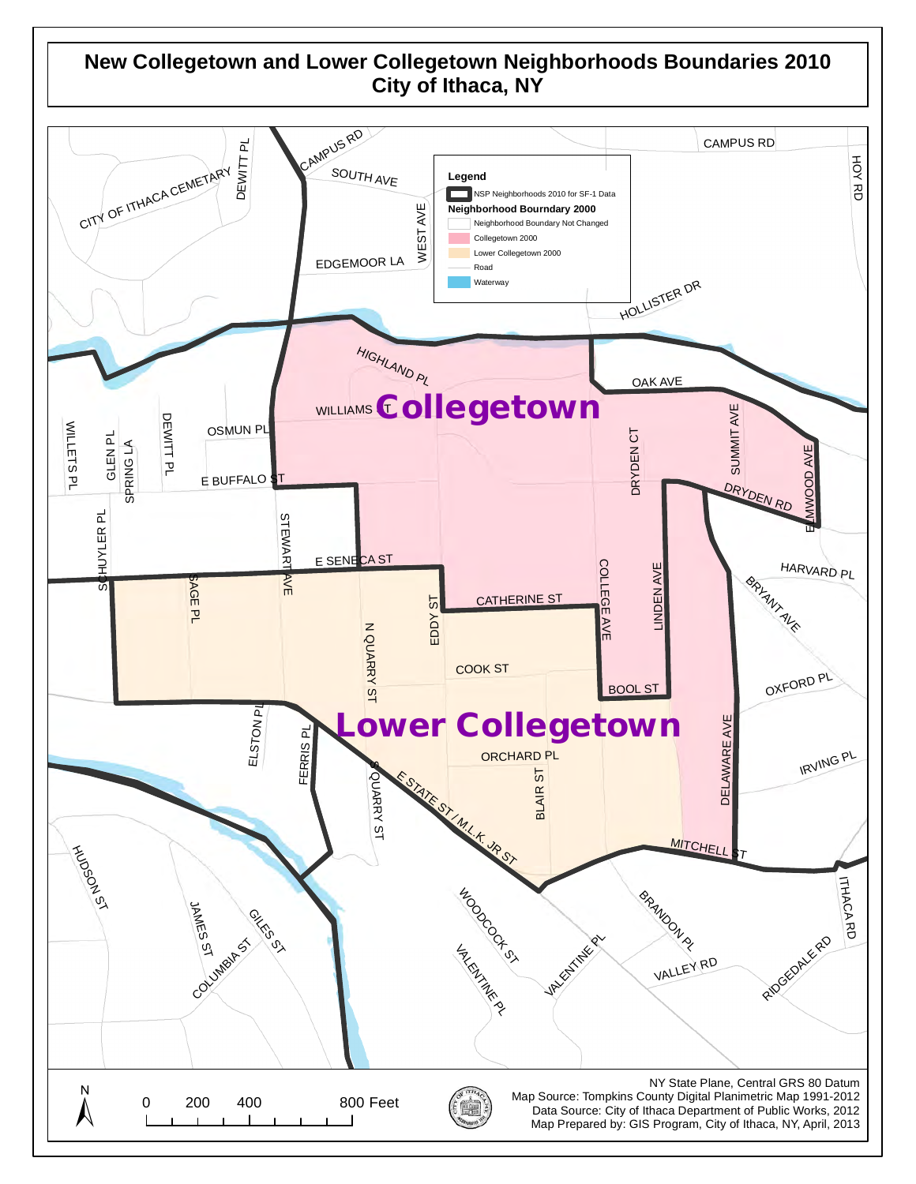# New Collegetown and Lower Collegetown Neighborhoods Boundaries 2010
# City of Ithaca, NY

**Legend**

NSP Neighborhoods 2010 for SF-1 Data

**Neighborhood Bourndary 2000**

Neighborhood Boundary Not Changed

Collegetown 2000

Lower Collegetown 2000

Road

Waterway

Collegetown

Lower Collegetown

CAMPUS RD
SOUTH AVE
DEWITT PL
CITY OF ITHACA CEMETARY
WEST AVE
EDGEMOOR LA
HOLLISTER DR
HOY RD
HIGHLAND PL
OAK AVE
WILLIAMS ST
OSMUN PL
SUMMIT AVE
DRYDEN CT
ELMWOOD AVE
DRYDEN RD
WILLETS PL
GLEN PL
SPRING LA
E BUFFALO ST
SCHUYLER PL
STEWART AVE
E SENECA ST
HARVARD PL
BRYANT AVE
SAGE PL
EDDY ST
CATHERINE ST
COLLEGE AVE
LINDEN AVE
N QUARRY ST
COOK ST
OXFORD PL
BOOL ST
ELSTON PL
FERRIS PL
DELAWARE AVE
ORCHARD PL
S QUARRY ST
E STATE ST / M.L.K. JR ST
BLAIR ST
IRVING PL
MITCHELL ST
HUDSON ST
JAMES ST
GILES ST
COLUMBIA ST
WOODCOCK ST
VALENTINE PL
BRANDON PL
VALLEY RD
RIDGEDALE RD
ITHACA RD

N

0 200 400 800 Feet

NY State Plane, Central GRS 80 Datum
Map Source: Tompkins County Digital Planimetric Map 1991-2012
Data Source: City of Ithaca Department of Public Works, 2012
Map Prepared by: GIS Program, City of Ithaca, NY, April, 2013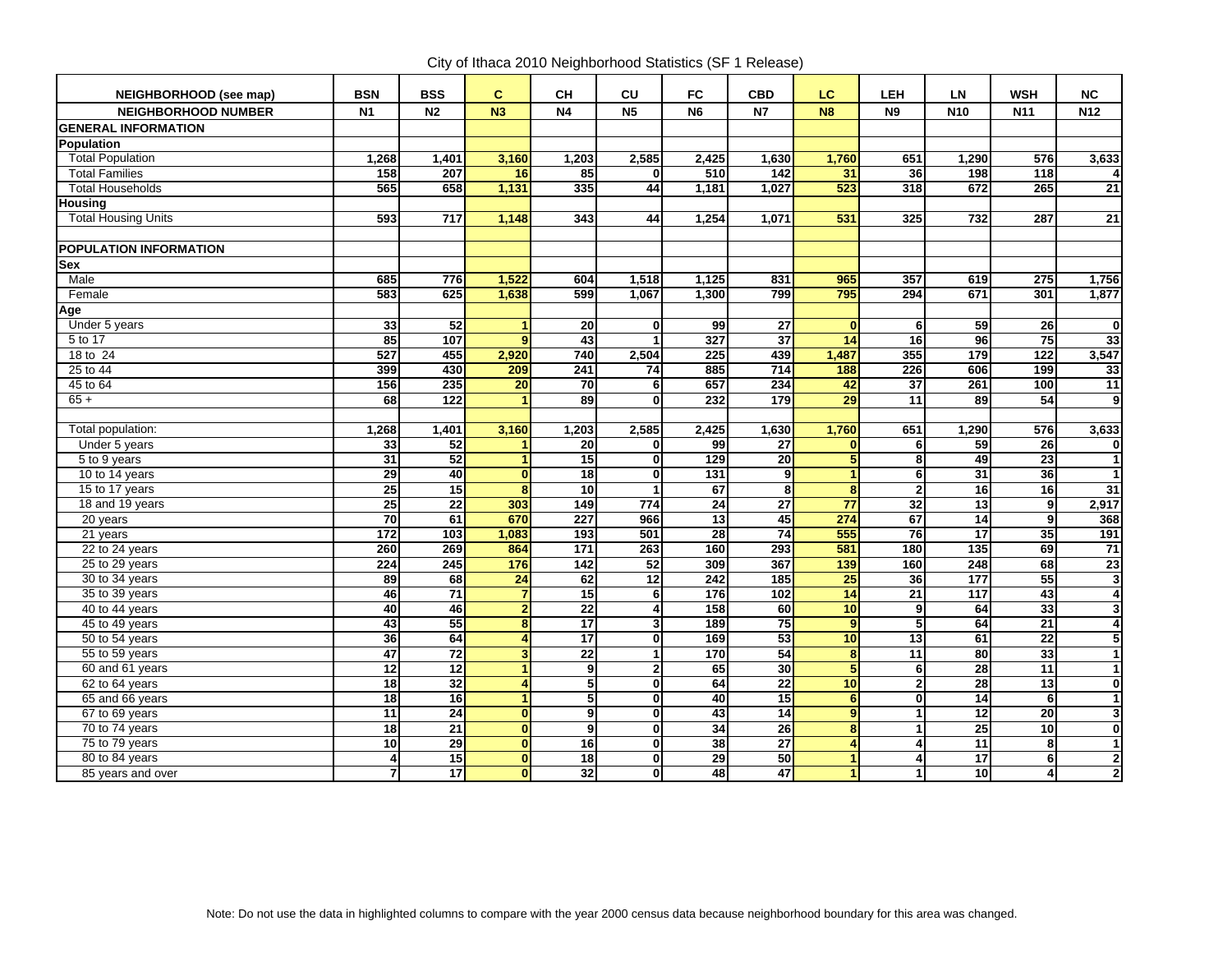City of Ithaca 2010 Neighborhood Statistics (SF 1 Release)

| NEIGHBORHOOD (see map) | BSN | BSS | C | CH | CU | FC | CBD | LC | LEH | LN | WSH | NC |
|---|---|---|---|---|---|---|---|---|---|---|---|---|
| NEIGHBORHOOD NUMBER | N1 | N2 | N3 | N4 | N5 | N6 | N7 | N8 | N9 | N10 | N11 | N12 |
| GENERAL INFORMATION | | | | | | | | | | | | |
| Population | | | | | | | | | | | | |
| Total Population | 1,268 | 1,401 | 3,160 | 1,203 | 2,585 | 2,425 | 1,630 | 1,760 | 651 | 1,290 | 576 | 3,633 |
| Total Families | 158 | 207 | 16 | 85 | 0 | 510 | 142 | 31 | 36 | 198 | 118 | 4 |
| Total Households | 565 | 658 | 1,131 | 335 | 44 | 1,181 | 1,027 | 523 | 318 | 672 | 265 | 21 |
| Housing | | | | | | | | | | | | |
| Total Housing Units | 593 | 717 | 1,148 | 343 | 44 | 1,254 | 1,071 | 531 | 325 | 732 | 287 | 21 |
| | | | | | | | | | | | | |
| POPULATION INFORMATION | | | | | | | | | | | | |
| Sex | | | | | | | | | | | | |
| Male | 685 | 776 | 1,522 | 604 | 1,518 | 1,125 | 831 | 965 | 357 | 619 | 275 | 1,756 |
| Female | 583 | 625 | 1,638 | 599 | 1,067 | 1,300 | 799 | 795 | 294 | 671 | 301 | 1,877 |
| Age | | | | | | | | | | | | |
| Under 5 years | 33 | 52 | 1 | 20 | 0 | 99 | 27 | 0 | 6 | 59 | 26 | 0 |
| 5 to 17 | 85 | 107 | 9 | 43 | 1 | 327 | 37 | 14 | 16 | 96 | 75 | 33 |
| 18 to 24 | 527 | 455 | 2,920 | 740 | 2,504 | 225 | 439 | 1,487 | 355 | 179 | 122 | 3,547 |
| 25 to 44 | 399 | 430 | 209 | 241 | 74 | 885 | 714 | 188 | 226 | 606 | 199 | 33 |
| 45 to 64 | 156 | 235 | 20 | 70 | 6 | 657 | 234 | 42 | 37 | 261 | 100 | 11 |
| 65 + | 68 | 122 | 1 | 89 | 0 | 232 | 179 | 29 | 11 | 89 | 54 | 9 |
| | | | | | | | | | | | | |
| Total population: | 1,268 | 1,401 | 3,160 | 1,203 | 2,585 | 2,425 | 1,630 | 1,760 | 651 | 1,290 | 576 | 3,633 |
| Under 5 years | 33 | 52 | 1 | 20 | 0 | 99 | 27 | 0 | 6 | 59 | 26 | 0 |
| 5 to 9 years | 31 | 52 | 1 | 15 | 0 | 129 | 20 | 5 | 8 | 49 | 23 | 1 |
| 10 to 14 years | 29 | 40 | 0 | 18 | 0 | 131 | 9 | 1 | 6 | 31 | 36 | 1 |
| 15 to 17 years | 25 | 15 | 8 | 10 | 1 | 67 | 8 | 8 | 2 | 16 | 16 | 31 |
| 18 and 19 years | 25 | 22 | 303 | 149 | 774 | 24 | 27 | 77 | 32 | 13 | 9 | 2,917 |
| 20 years | 70 | 61 | 670 | 227 | 966 | 13 | 45 | 274 | 67 | 14 | 9 | 368 |
| 21 years | 172 | 103 | 1,083 | 193 | 501 | 28 | 74 | 555 | 76 | 17 | 35 | 191 |
| 22 to 24 years | 260 | 269 | 864 | 171 | 263 | 160 | 293 | 581 | 180 | 135 | 69 | 71 |
| 25 to 29 years | 224 | 245 | 176 | 142 | 52 | 309 | 367 | 139 | 160 | 248 | 68 | 23 |
| 30 to 34 years | 89 | 68 | 24 | 62 | 12 | 242 | 185 | 25 | 36 | 177 | 55 | 3 |
| 35 to 39 years | 46 | 71 | 7 | 15 | 6 | 176 | 102 | 14 | 21 | 117 | 43 | 4 |
| 40 to 44 years | 40 | 46 | 2 | 22 | 4 | 158 | 60 | 10 | 9 | 64 | 33 | 3 |
| 45 to 49 years | 43 | 55 | 8 | 17 | 3 | 189 | 75 | 9 | 5 | 64 | 21 | 4 |
| 50 to 54 years | 36 | 64 | 4 | 17 | 0 | 169 | 53 | 10 | 13 | 61 | 22 | 5 |
| 55 to 59 years | 47 | 72 | 3 | 22 | 1 | 170 | 54 | 8 | 11 | 80 | 33 | 1 |
| 60 and 61 years | 12 | 12 | 1 | 9 | 2 | 65 | 30 | 5 | 6 | 28 | 11 | 1 |
| 62 to 64 years | 18 | 32 | 4 | 5 | 0 | 64 | 22 | 10 | 2 | 28 | 13 | 0 |
| 65 and 66 years | 18 | 16 | 1 | 5 | 0 | 40 | 15 | 6 | 0 | 14 | 6 | 1 |
| 67 to 69 years | 11 | 24 | 0 | 9 | 0 | 43 | 14 | 9 | 1 | 12 | 20 | 3 |
| 70 to 74 years | 18 | 21 | 0 | 9 | 0 | 34 | 26 | 8 | 1 | 25 | 10 | 0 |
| 75 to 79 years | 10 | 29 | 0 | 16 | 0 | 38 | 27 | 4 | 4 | 11 | 8 | 1 |
| 80 to 84 years | 4 | 15 | 0 | 18 | 0 | 29 | 50 | 1 | 4 | 17 | 6 | 2 |
| 85 years and over | 7 | 17 | 0 | 32 | 0 | 48 | 47 | 1 | 1 | 10 | 4 | 2 |

Note: Do not use the data in highlighted columns to compare with the year 2000 census data because neighborhood boundary for this area was changed.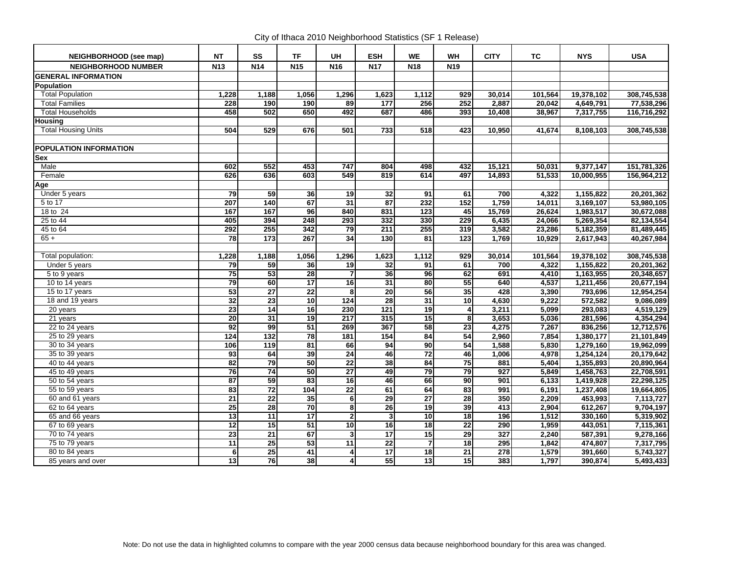City of Ithaca 2010 Neighborhood Statistics (SF 1 Release)

| NEIGHBORHOOD (see map) | NT | SS | TF | UH | ESH | WE | WH | CITY | TC | NYS | USA |
|---|---|---|---|---|---|---|---|---|---|---|---|
| NEIGHBORHOOD NUMBER | N13 | N14 | N15 | N16 | N17 | N18 | N19 | | | | |
| **GENERAL INFORMATION** | | | | | | | | | | | |
| **Population** | | | | | | | | | | | |
| Total Population | 1,228 | 1,188 | 1,056 | 1,296 | 1,623 | 1,112 | 929 | 30,014 | 101,564 | 19,378,102 | 308,745,538 |
| Total Families | 228 | 190 | 190 | 89 | 177 | 256 | 252 | 2,887 | 20,042 | 4,649,791 | 77,538,296 |
| Total Households | 458 | 502 | 650 | 492 | 687 | 486 | 393 | 10,408 | 38,967 | 7,317,755 | 116,716,292 |
| **Housing** | | | | | | | | | | | |
| Total Housing Units | 504 | 529 | 676 | 501 | 733 | 518 | 423 | 10,950 | 41,674 | 8,108,103 | 308,745,538 |
| | | | | | | | | | | | |
| **POPULATION INFORMATION** | | | | | | | | | | | |
| **Sex** | | | | | | | | | | | |
| Male | 602 | 552 | 453 | 747 | 804 | 498 | 432 | 15,121 | 50,031 | 9,377,147 | 151,781,326 |
| Female | 626 | 636 | 603 | 549 | 819 | 614 | 497 | 14,893 | 51,533 | 10,000,955 | 156,964,212 |
| **Age** | | | | | | | | | | | |
| Under 5 years | 79 | 59 | 36 | 19 | 32 | 91 | 61 | 700 | 4,322 | 1,155,822 | 20,201,362 |
| 5 to 17 | 207 | 140 | 67 | 31 | 87 | 232 | 152 | 1,759 | 14,011 | 3,169,107 | 53,980,105 |
| 18 to 24 | 167 | 167 | 96 | 840 | 831 | 123 | 45 | 15,769 | 26,624 | 1,983,517 | 30,672,088 |
| 25 to 44 | 405 | 394 | 248 | 293 | 332 | 330 | 229 | 6,435 | 24,066 | 5,269,354 | 82,134,554 |
| 45 to 64 | 292 | 255 | 342 | 79 | 211 | 255 | 319 | 3,582 | 23,286 | 5,182,359 | 81,489,445 |
| 65 + | 78 | 173 | 267 | 34 | 130 | 81 | 123 | 1,769 | 10,929 | 2,617,943 | 40,267,984 |
| | | | | | | | | | | | |
| Total population: | 1,228 | 1,188 | 1,056 | 1,296 | 1,623 | 1,112 | 929 | 30,014 | 101,564 | 19,378,102 | 308,745,538 |
| Under 5 years | 79 | 59 | 36 | 19 | 32 | 91 | 61 | 700 | 4,322 | 1,155,822 | 20,201,362 |
| 5 to 9 years | 75 | 53 | 28 | 7 | 36 | 96 | 62 | 691 | 4,410 | 1,163,955 | 20,348,657 |
| 10 to 14 years | 79 | 60 | 17 | 16 | 31 | 80 | 55 | 640 | 4,537 | 1,211,456 | 20,677,194 |
| 15 to 17 years | 53 | 27 | 22 | 8 | 20 | 56 | 35 | 428 | 3,390 | 793,696 | 12,954,254 |
| 18 and 19 years | 32 | 23 | 10 | 124 | 28 | 31 | 10 | 4,630 | 9,222 | 572,582 | 9,086,089 |
| 20 years | 23 | 14 | 16 | 230 | 121 | 19 | 4 | 3,211 | 5,099 | 293,083 | 4,519,129 |
| 21 years | 20 | 31 | 19 | 217 | 315 | 15 | 8 | 3,653 | 5,036 | 281,596 | 4,354,294 |
| 22 to 24 years | 92 | 99 | 51 | 269 | 367 | 58 | 23 | 4,275 | 7,267 | 836,256 | 12,712,576 |
| 25 to 29 years | 124 | 132 | 78 | 181 | 154 | 84 | 54 | 2,960 | 7,854 | 1,380,177 | 21,101,849 |
| 30 to 34 years | 106 | 119 | 81 | 66 | 94 | 90 | 54 | 1,588 | 5,830 | 1,279,160 | 19,962,099 |
| 35 to 39 years | 93 | 64 | 39 | 24 | 46 | 72 | 46 | 1,006 | 4,978 | 1,254,124 | 20,179,642 |
| 40 to 44 years | 82 | 79 | 50 | 22 | 38 | 84 | 75 | 881 | 5,404 | 1,355,893 | 20,890,964 |
| 45 to 49 years | 76 | 74 | 50 | 27 | 49 | 79 | 79 | 927 | 5,849 | 1,458,763 | 22,708,591 |
| 50 to 54 years | 87 | 59 | 83 | 16 | 46 | 66 | 90 | 901 | 6,133 | 1,419,928 | 22,298,125 |
| 55 to 59 years | 83 | 72 | 104 | 22 | 61 | 64 | 83 | 991 | 6,191 | 1,237,408 | 19,664,805 |
| 60 and 61 years | 21 | 22 | 35 | 6 | 29 | 27 | 28 | 350 | 2,209 | 453,993 | 7,113,727 |
| 62 to 64 years | 25 | 28 | 70 | 8 | 26 | 19 | 39 | 413 | 2,904 | 612,267 | 9,704,197 |
| 65 and 66 years | 13 | 11 | 17 | 2 | 3 | 10 | 18 | 196 | 1,512 | 330,160 | 5,319,902 |
| 67 to 69 years | 12 | 15 | 51 | 10 | 16 | 18 | 22 | 290 | 1,959 | 443,051 | 7,115,361 |
| 70 to 74 years | 23 | 21 | 67 | 3 | 17 | 15 | 29 | 327 | 2,240 | 587,391 | 9,278,166 |
| 75 to 79 years | 11 | 25 | 53 | 11 | 22 | 7 | 18 | 295 | 1,842 | 474,807 | 7,317,795 |
| 80 to 84 years | 6 | 25 | 41 | 4 | 17 | 18 | 21 | 278 | 1,579 | 391,660 | 5,743,327 |
| 85 years and over | 13 | 76 | 38 | 4 | 55 | 13 | 15 | 383 | 1,797 | 390,874 | 5,493,433 |

Note: Do not use the data in highlighted columns to compare with the year 2000 census data because neighborhood boundary for this area was changed.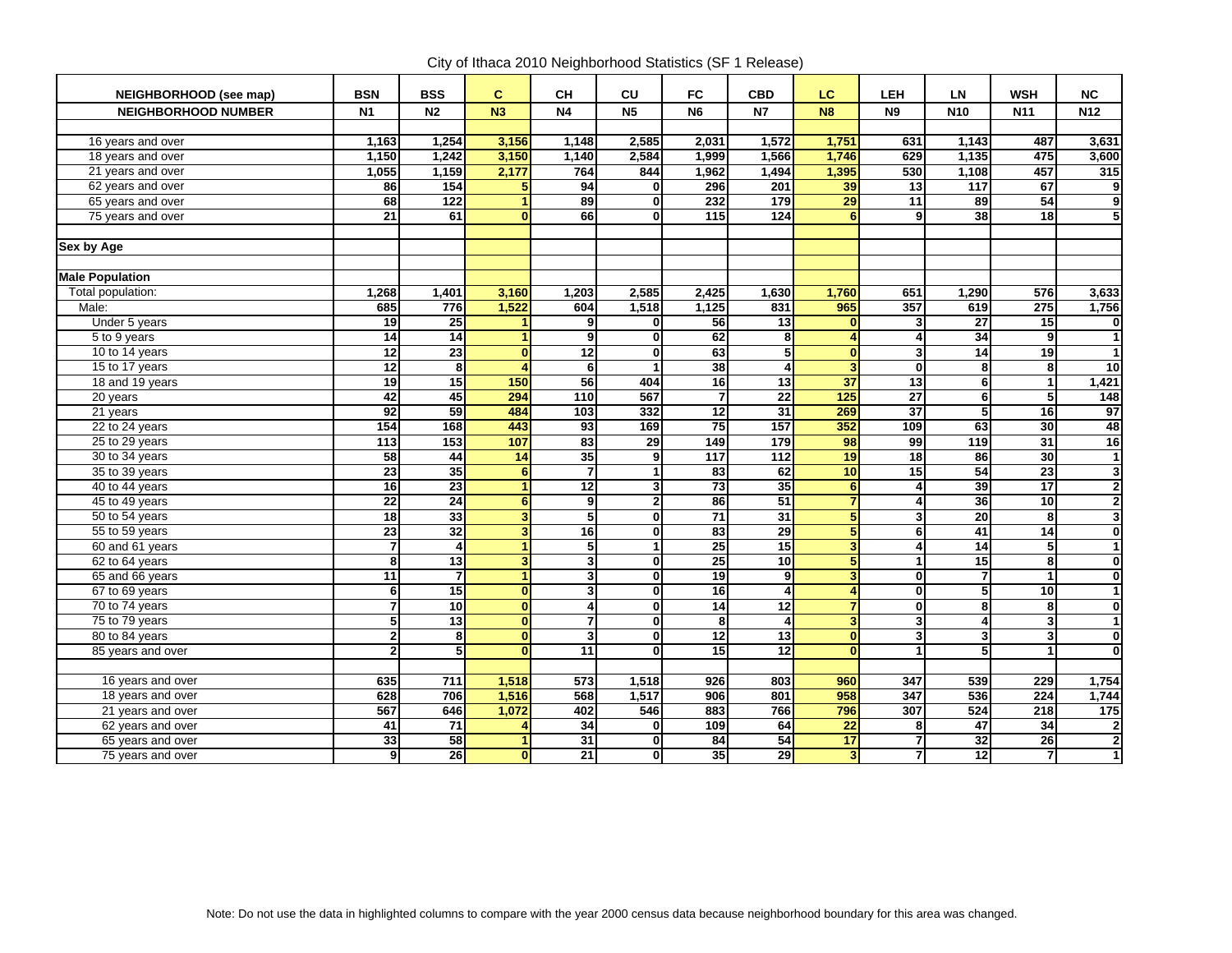City of Ithaca 2010 Neighborhood Statistics (SF 1 Release)

| NEIGHBORHOOD (see map) | BSN | BSS | C | CH | CU | FC | CBD | LC | LEH | LN | WSH | NC |
|---|---|---|---|---|---|---|---|---|---|---|---|---|
| NEIGHBORHOOD NUMBER | N1 | N2 | N3 | N4 | N5 | N6 | N7 | N8 | N9 | N10 | N11 | N12 |
| | | | | | | | | | | | | |
| 16 years and over | 1,163 | 1,254 | 3,156 | 1,148 | 2,585 | 2,031 | 1,572 | 1,751 | 631 | 1,143 | 487 | 3,631 |
| 18 years and over | 1,150 | 1,242 | 3,150 | 1,140 | 2,584 | 1,999 | 1,566 | 1,746 | 629 | 1,135 | 475 | 3,600 |
| 21 years and over | 1,055 | 1,159 | 2,177 | 764 | 844 | 1,962 | 1,494 | 1,395 | 530 | 1,108 | 457 | 315 |
| 62 years and over | 86 | 154 | 5 | 94 | 0 | 296 | 201 | 39 | 13 | 117 | 67 | 9 |
| 65 years and over | 68 | 122 | 1 | 89 | 0 | 232 | 179 | 29 | 11 | 89 | 54 | 9 |
| 75 years and over | 21 | 61 | 0 | 66 | 0 | 115 | 124 | 6 | 9 | 38 | 18 | 5 |
| | | | | | | | | | | | | |
| **Sex by Age** | | | | | | | | | | | | |
| | | | | | | | | | | | | |
| **Male Population** | | | | | | | | | | | | |
| Total population: | 1,268 | 1,401 | 3,160 | 1,203 | 2,585 | 2,425 | 1,630 | 1,760 | 651 | 1,290 | 576 | 3,633 |
| Male: | 685 | 776 | 1,522 | 604 | 1,518 | 1,125 | 831 | 965 | 357 | 619 | 275 | 1,756 |
| Under 5 years | 19 | 25 | 1 | 9 | 0 | 56 | 13 | 0 | 3 | 27 | 15 | 0 |
| 5 to 9 years | 14 | 14 | 1 | 9 | 0 | 62 | 8 | 4 | 4 | 34 | 9 | 1 |
| 10 to 14 years | 12 | 23 | 0 | 12 | 0 | 63 | 5 | 0 | 3 | 14 | 19 | 1 |
| 15 to 17 years | 12 | 8 | 4 | 6 | 1 | 38 | 4 | 3 | 0 | 8 | 8 | 10 |
| 18 and 19 years | 19 | 15 | 150 | 56 | 404 | 16 | 13 | 37 | 13 | 6 | 1 | 1,421 |
| 20 years | 42 | 45 | 294 | 110 | 567 | 7 | 22 | 125 | 27 | 6 | 5 | 148 |
| 21 years | 92 | 59 | 484 | 103 | 332 | 12 | 31 | 269 | 37 | 5 | 16 | 97 |
| 22 to 24 years | 154 | 168 | 443 | 93 | 169 | 75 | 157 | 352 | 109 | 63 | 30 | 48 |
| 25 to 29 years | 113 | 153 | 107 | 83 | 29 | 149 | 179 | 98 | 99 | 119 | 31 | 16 |
| 30 to 34 years | 58 | 44 | 14 | 35 | 9 | 117 | 112 | 19 | 18 | 86 | 30 | 1 |
| 35 to 39 years | 23 | 35 | 6 | 7 | 1 | 83 | 62 | 10 | 15 | 54 | 23 | 3 |
| 40 to 44 years | 16 | 23 | 1 | 12 | 3 | 73 | 35 | 6 | 4 | 39 | 17 | 2 |
| 45 to 49 years | 22 | 24 | 6 | 9 | 2 | 86 | 51 | 7 | 4 | 36 | 10 | 2 |
| 50 to 54 years | 18 | 33 | 3 | 5 | 0 | 71 | 31 | 5 | 3 | 20 | 8 | 3 |
| 55 to 59 years | 23 | 32 | 3 | 16 | 0 | 83 | 29 | 5 | 6 | 41 | 14 | 0 |
| 60 and 61 years | 7 | 4 | 1 | 5 | 1 | 25 | 15 | 3 | 4 | 14 | 5 | 1 |
| 62 to 64 years | 8 | 13 | 3 | 3 | 0 | 25 | 10 | 5 | 1 | 15 | 8 | 0 |
| 65 and 66 years | 11 | 7 | 1 | 3 | 0 | 19 | 9 | 3 | 0 | 7 | 1 | 0 |
| 67 to 69 years | 6 | 15 | 0 | 3 | 0 | 16 | 4 | 4 | 0 | 5 | 10 | 1 |
| 70 to 74 years | 7 | 10 | 0 | 4 | 0 | 14 | 12 | 7 | 0 | 8 | 8 | 0 |
| 75 to 79 years | 5 | 13 | 0 | 7 | 0 | 8 | 4 | 3 | 3 | 4 | 3 | 1 |
| 80 to 84 years | 2 | 8 | 0 | 3 | 0 | 12 | 13 | 0 | 3 | 3 | 3 | 0 |
| 85 years and over | 2 | 5 | 0 | 11 | 0 | 15 | 12 | 0 | 1 | 5 | 1 | 0 |
| | | | | | | | | | | | | |
| 16 years and over | 635 | 711 | 1,518 | 573 | 1,518 | 926 | 803 | 960 | 347 | 539 | 229 | 1,754 |
| 18 years and over | 628 | 706 | 1,516 | 568 | 1,517 | 906 | 801 | 958 | 347 | 536 | 224 | 1,744 |
| 21 years and over | 567 | 646 | 1,072 | 402 | 546 | 883 | 766 | 796 | 307 | 524 | 218 | 175 |
| 62 years and over | 41 | 71 | 4 | 34 | 0 | 109 | 64 | 22 | 8 | 47 | 34 | 2 |
| 65 years and over | 33 | 58 | 1 | 31 | 0 | 84 | 54 | 17 | 7 | 32 | 26 | 2 |
| 75 years and over | 9 | 26 | 0 | 21 | 0 | 35 | 29 | 3 | 7 | 12 | 7 | 1 |

Note: Do not use the data in highlighted columns to compare with the year 2000 census data because neighborhood boundary for this area was changed.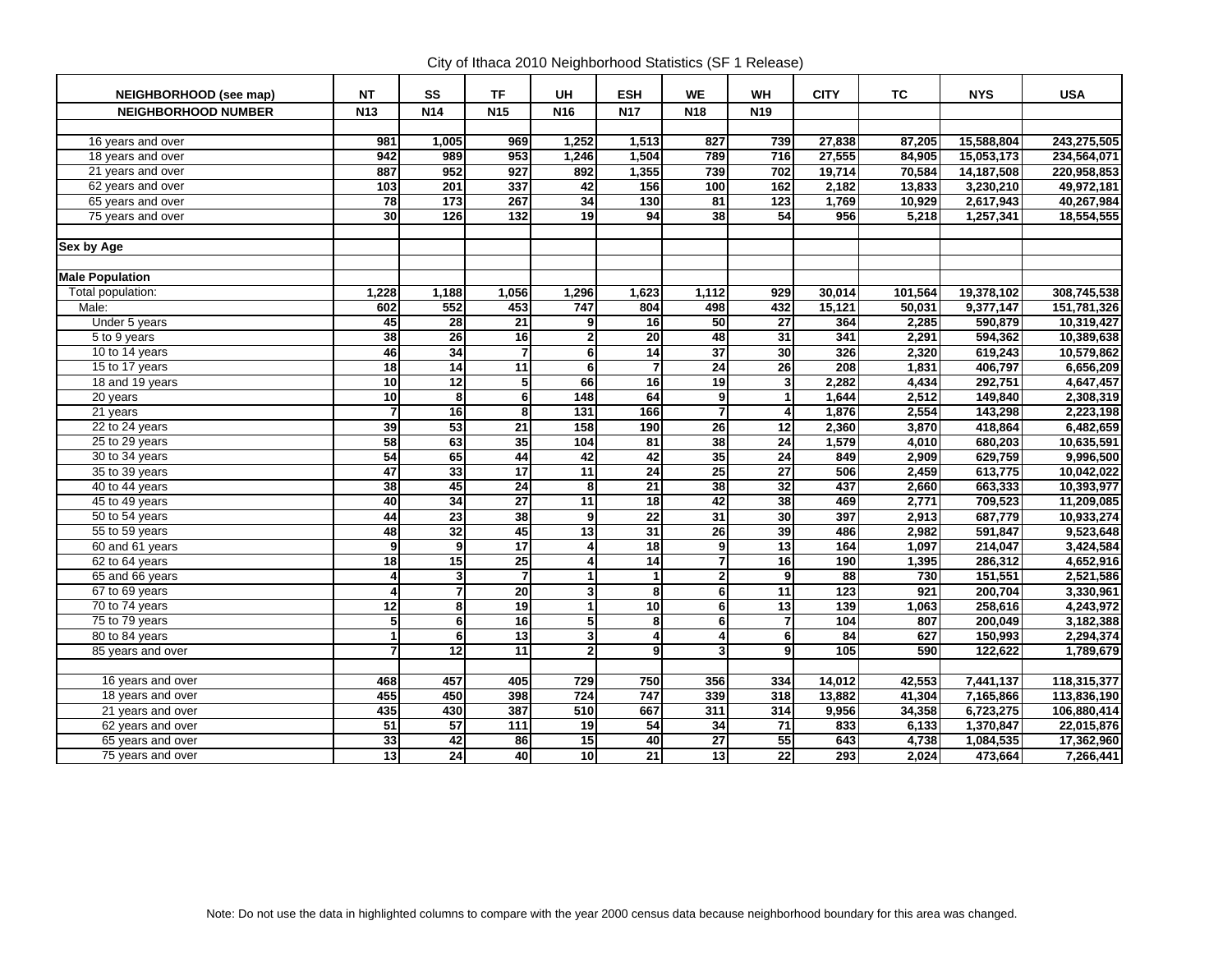City of Ithaca 2010 Neighborhood Statistics (SF 1 Release)

| NEIGHBORHOOD (see map) | NT | SS | TF | UH | ESH | WE | WH | CITY | TC | NYS | USA |
|---|---|---|---|---|---|---|---|---|---|---|---|
| NEIGHBORHOOD NUMBER | N13 | N14 | N15 | N16 | N17 | N18 | N19 | | | | |
| | | | | | | | | | | | |
| 16 years and over | 981 | 1,005 | 969 | 1,252 | 1,513 | 827 | 739 | 27,838 | 87,205 | 15,588,804 | 243,275,505 |
| 18 years and over | 942 | 989 | 953 | 1,246 | 1,504 | 789 | 716 | 27,555 | 84,905 | 15,053,173 | 234,564,071 |
| 21 years and over | 887 | 952 | 927 | 892 | 1,355 | 739 | 702 | 19,714 | 70,584 | 14,187,508 | 220,958,853 |
| 62 years and over | 103 | 201 | 337 | 42 | 156 | 100 | 162 | 2,182 | 13,833 | 3,230,210 | 49,972,181 |
| 65 years and over | 78 | 173 | 267 | 34 | 130 | 81 | 123 | 1,769 | 10,929 | 2,617,943 | 40,267,984 |
| 75 years and over | 30 | 126 | 132 | 19 | 94 | 38 | 54 | 956 | 5,218 | 1,257,341 | 18,554,555 |
| | | | | | | | | | | | |
| **Sex by Age** | | | | | | | | | | | |
| | | | | | | | | | | | |
| **Male Population** | | | | | | | | | | | |
| Total population: | 1,228 | 1,188 | 1,056 | 1,296 | 1,623 | 1,112 | 929 | 30,014 | 101,564 | 19,378,102 | 308,745,538 |
| Male: | 602 | 552 | 453 | 747 | 804 | 498 | 432 | 15,121 | 50,031 | 9,377,147 | 151,781,326 |
| Under 5 years | 45 | 28 | 21 | 9 | 16 | 50 | 27 | 364 | 2,285 | 590,879 | 10,319,427 |
| 5 to 9 years | 38 | 26 | 16 | 2 | 20 | 48 | 31 | 341 | 2,291 | 594,362 | 10,389,638 |
| 10 to 14 years | 46 | 34 | 7 | 6 | 14 | 37 | 30 | 326 | 2,320 | 619,243 | 10,579,862 |
| 15 to 17 years | 18 | 14 | 11 | 6 | 7 | 24 | 26 | 208 | 1,831 | 406,797 | 6,656,209 |
| 18 and 19 years | 10 | 12 | 5 | 66 | 16 | 19 | 3 | 2,282 | 4,434 | 292,751 | 4,647,457 |
| 20 years | 10 | 8 | 6 | 148 | 64 | 9 | 1 | 1,644 | 2,512 | 149,840 | 2,308,319 |
| 21 years | 7 | 16 | 8 | 131 | 166 | 7 | 4 | 1,876 | 2,554 | 143,298 | 2,223,198 |
| 22 to 24 years | 39 | 53 | 21 | 158 | 190 | 26 | 12 | 2,360 | 3,870 | 418,864 | 6,482,659 |
| 25 to 29 years | 58 | 63 | 35 | 104 | 81 | 38 | 24 | 1,579 | 4,010 | 680,203 | 10,635,591 |
| 30 to 34 years | 54 | 65 | 44 | 42 | 42 | 35 | 24 | 849 | 2,909 | 629,759 | 9,996,500 |
| 35 to 39 years | 47 | 33 | 17 | 11 | 24 | 25 | 27 | 506 | 2,459 | 613,775 | 10,042,022 |
| 40 to 44 years | 38 | 45 | 24 | 8 | 21 | 38 | 32 | 437 | 2,660 | 663,333 | 10,393,977 |
| 45 to 49 years | 40 | 34 | 27 | 11 | 18 | 42 | 38 | 469 | 2,771 | 709,523 | 11,209,085 |
| 50 to 54 years | 44 | 23 | 38 | 9 | 22 | 31 | 30 | 397 | 2,913 | 687,779 | 10,933,274 |
| 55 to 59 years | 48 | 32 | 45 | 13 | 31 | 26 | 39 | 486 | 2,982 | 591,847 | 9,523,648 |
| 60 and 61 years | 9 | 9 | 17 | 4 | 18 | 9 | 13 | 164 | 1,097 | 214,047 | 3,424,584 |
| 62 to 64 years | 18 | 15 | 25 | 4 | 14 | 7 | 16 | 190 | 1,395 | 286,312 | 4,652,916 |
| 65 and 66 years | 4 | 3 | 7 | 1 | 1 | 2 | 9 | 88 | 730 | 151,551 | 2,521,586 |
| 67 to 69 years | 4 | 7 | 20 | 3 | 8 | 6 | 11 | 123 | 921 | 200,704 | 3,330,961 |
| 70 to 74 years | 12 | 8 | 19 | 1 | 10 | 6 | 13 | 139 | 1,063 | 258,616 | 4,243,972 |
| 75 to 79 years | 5 | 6 | 16 | 5 | 8 | 6 | 7 | 104 | 807 | 200,049 | 3,182,388 |
| 80 to 84 years | 1 | 6 | 13 | 3 | 4 | 4 | 6 | 84 | 627 | 150,993 | 2,294,374 |
| 85 years and over | 7 | 12 | 11 | 2 | 9 | 3 | 9 | 105 | 590 | 122,622 | 1,789,679 |
| | | | | | | | | | | | |
| 16 years and over | 468 | 457 | 405 | 729 | 750 | 356 | 334 | 14,012 | 42,553 | 7,441,137 | 118,315,377 |
| 18 years and over | 455 | 450 | 398 | 724 | 747 | 339 | 318 | 13,882 | 41,304 | 7,165,866 | 113,836,190 |
| 21 years and over | 435 | 430 | 387 | 510 | 667 | 311 | 314 | 9,956 | 34,358 | 6,723,275 | 106,880,414 |
| 62 years and over | 51 | 57 | 111 | 19 | 54 | 34 | 71 | 833 | 6,133 | 1,370,847 | 22,015,876 |
| 65 years and over | 33 | 42 | 86 | 15 | 40 | 27 | 55 | 643 | 4,738 | 1,084,535 | 17,362,960 |
| 75 years and over | 13 | 24 | 40 | 10 | 21 | 13 | 22 | 293 | 2,024 | 473,664 | 7,266,441 |

Note: Do not use the data in highlighted columns to compare with the year 2000 census data because neighborhood boundary for this area was changed.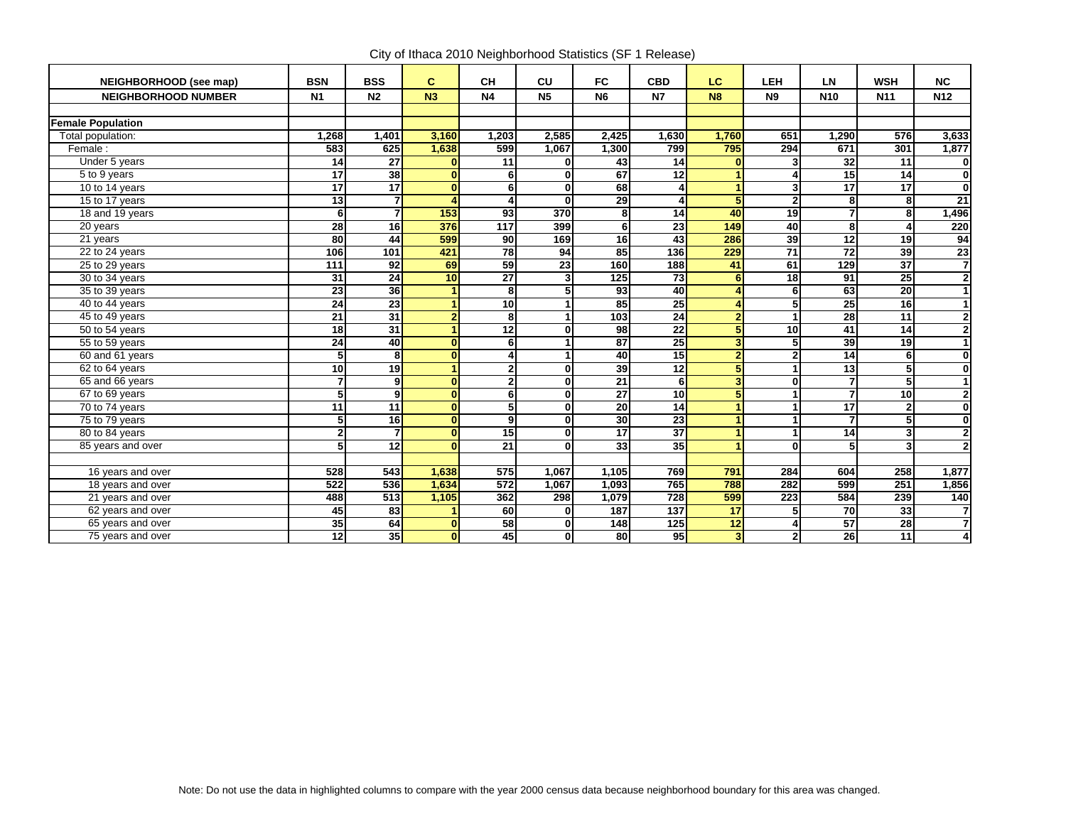City of Ithaca 2010 Neighborhood Statistics (SF 1 Release)

| NEIGHBORHOOD (see map) | BSN | BSS | C | CH | CU | FC | CBD | LC | LEH | LN | WSH | NC |
|---|---|---|---|---|---|---|---|---|---|---|---|---|
| NEIGHBORHOOD NUMBER | N1 | N2 | N3 | N4 | N5 | N6 | N7 | N8 | N9 | N10 | N11 | N12 |
| | | | | | | | | | | | | |
| **Female Population** | | | | | | | | | | | | |
| Total population: | 1,268 | 1,401 | 3,160 | 1,203 | 2,585 | 2,425 | 1,630 | 1,760 | 651 | 1,290 | 576 | 3,633 |
| Female : | 583 | 625 | 1,638 | 599 | 1,067 | 1,300 | 799 | 795 | 294 | 671 | 301 | 1,877 |
| Under 5 years | 14 | 27 | 0 | 11 | 0 | 43 | 14 | 0 | 3 | 32 | 11 | 0 |
| 5 to 9 years | 17 | 38 | 0 | 6 | 0 | 67 | 12 | 1 | 4 | 15 | 14 | 0 |
| 10 to 14 years | 17 | 17 | 0 | 6 | 0 | 68 | 4 | 1 | 3 | 17 | 17 | 0 |
| 15 to 17 years | 13 | 7 | 4 | 4 | 0 | 29 | 4 | 5 | 2 | 8 | 8 | 21 |
| 18 and 19 years | 6 | 7 | 153 | 93 | 370 | 8 | 14 | 40 | 19 | 7 | 8 | 1,496 |
| 20 years | 28 | 16 | 376 | 117 | 399 | 6 | 23 | 149 | 40 | 8 | 4 | 220 |
| 21 years | 80 | 44 | 599 | 90 | 169 | 16 | 43 | 286 | 39 | 12 | 19 | 94 |
| 22 to 24 years | 106 | 101 | 421 | 78 | 94 | 85 | 136 | 229 | 71 | 72 | 39 | 23 |
| 25 to 29 years | 111 | 92 | 69 | 59 | 23 | 160 | 188 | 41 | 61 | 129 | 37 | 7 |
| 30 to 34 years | 31 | 24 | 10 | 27 | 3 | 125 | 73 | 6 | 18 | 91 | 25 | 2 |
| 35 to 39 years | 23 | 36 | 1 | 8 | 5 | 93 | 40 | 4 | 6 | 63 | 20 | 1 |
| 40 to 44 years | 24 | 23 | 1 | 10 | 1 | 85 | 25 | 4 | 5 | 25 | 16 | 1 |
| 45 to 49 years | 21 | 31 | 2 | 8 | 1 | 103 | 24 | 2 | 1 | 28 | 11 | 2 |
| 50 to 54 years | 18 | 31 | 1 | 12 | 0 | 98 | 22 | 5 | 10 | 41 | 14 | 2 |
| 55 to 59 years | 24 | 40 | 0 | 6 | 1 | 87 | 25 | 3 | 5 | 39 | 19 | 1 |
| 60 and 61 years | 5 | 8 | 0 | 4 | 1 | 40 | 15 | 2 | 2 | 14 | 6 | 0 |
| 62 to 64 years | 10 | 19 | 1 | 2 | 0 | 39 | 12 | 5 | 1 | 13 | 5 | 0 |
| 65 and 66 years | 7 | 9 | 0 | 2 | 0 | 21 | 6 | 3 | 0 | 7 | 5 | 1 |
| 67 to 69 years | 5 | 9 | 0 | 6 | 0 | 27 | 10 | 5 | 1 | 7 | 10 | 2 |
| 70 to 74 years | 11 | 11 | 0 | 5 | 0 | 20 | 14 | 1 | 1 | 17 | 2 | 0 |
| 75 to 79 years | 5 | 16 | 0 | 9 | 0 | 30 | 23 | 1 | 1 | 7 | 5 | 0 |
| 80 to 84 years | 2 | 7 | 0 | 15 | 0 | 17 | 37 | 1 | 1 | 14 | 3 | 2 |
| 85 years and over | 5 | 12 | 0 | 21 | 0 | 33 | 35 | 1 | 0 | 5 | 3 | 2 |
| | | | | | | | | | | | | |
| 16 years and over | 528 | 543 | 1,638 | 575 | 1,067 | 1,105 | 769 | 791 | 284 | 604 | 258 | 1,877 |
| 18 years and over | 522 | 536 | 1,634 | 572 | 1,067 | 1,093 | 765 | 788 | 282 | 599 | 251 | 1,856 |
| 21 years and over | 488 | 513 | 1,105 | 362 | 298 | 1,079 | 728 | 599 | 223 | 584 | 239 | 140 |
| 62 years and over | 45 | 83 | 1 | 60 | 0 | 187 | 137 | 17 | 5 | 70 | 33 | 7 |
| 65 years and over | 35 | 64 | 0 | 58 | 0 | 148 | 125 | 12 | 4 | 57 | 28 | 7 |
| 75 years and over | 12 | 35 | 0 | 45 | 0 | 80 | 95 | 3 | 2 | 26 | 11 | 4 |

Note: Do not use the data in highlighted columns to compare with the year 2000 census data because neighborhood boundary for this area was changed.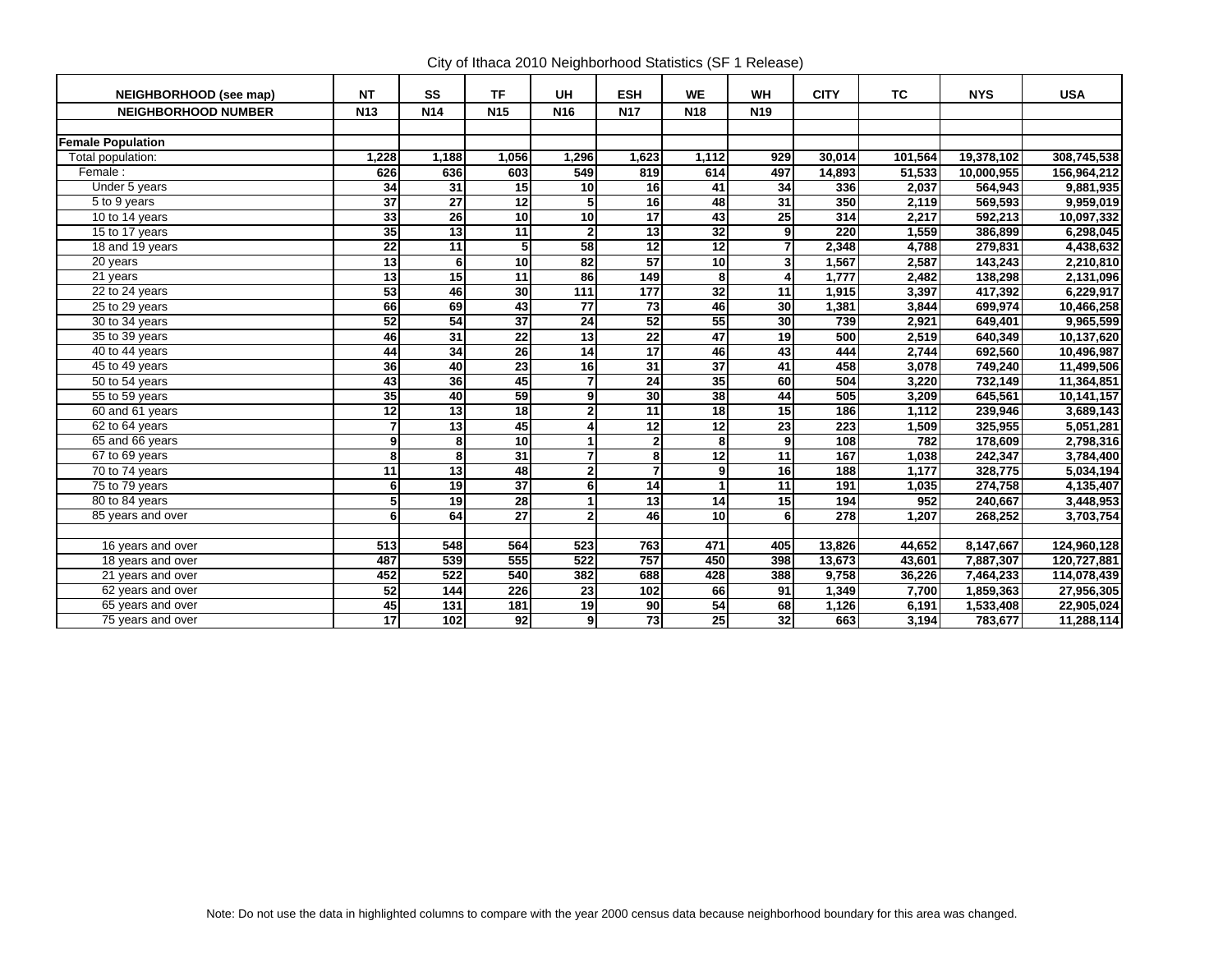City of Ithaca 2010 Neighborhood Statistics (SF 1 Release)

| NEIGHBORHOOD (see map) | NT | SS | TF | UH | ESH | WE | WH | CITY | TC | NYS | USA |
|---|---|---|---|---|---|---|---|---|---|---|---|
| NEIGHBORHOOD NUMBER | N13 | N14 | N15 | N16 | N17 | N18 | N19 | | | | |
| | | | | | | | | | | | |
| **Female Population** | | | | | | | | | | | |
| Total population: | 1,228 | 1,188 | 1,056 | 1,296 | 1,623 | 1,112 | 929 | 30,014 | 101,564 | 19,378,102 | 308,745,538 |
| Female : | 626 | 636 | 603 | 549 | 819 | 614 | 497 | 14,893 | 51,533 | 10,000,955 | 156,964,212 |
| Under 5 years | 34 | 31 | 15 | 10 | 16 | 41 | 34 | 336 | 2,037 | 564,943 | 9,881,935 |
| 5 to 9 years | 37 | 27 | 12 | 5 | 16 | 48 | 31 | 350 | 2,119 | 569,593 | 9,959,019 |
| 10 to 14 years | 33 | 26 | 10 | 10 | 17 | 43 | 25 | 314 | 2,217 | 592,213 | 10,097,332 |
| 15 to 17 years | 35 | 13 | 11 | 2 | 13 | 32 | 9 | 220 | 1,559 | 386,899 | 6,298,045 |
| 18 and 19 years | 22 | 11 | 5 | 58 | 12 | 12 | 7 | 2,348 | 4,788 | 279,831 | 4,438,632 |
| 20 years | 13 | 6 | 10 | 82 | 57 | 10 | 3 | 1,567 | 2,587 | 143,243 | 2,210,810 |
| 21 years | 13 | 15 | 11 | 86 | 149 | 8 | 4 | 1,777 | 2,482 | 138,298 | 2,131,096 |
| 22 to 24 years | 53 | 46 | 30 | 111 | 177 | 32 | 11 | 1,915 | 3,397 | 417,392 | 6,229,917 |
| 25 to 29 years | 66 | 69 | 43 | 77 | 73 | 46 | 30 | 1,381 | 3,844 | 699,974 | 10,466,258 |
| 30 to 34 years | 52 | 54 | 37 | 24 | 52 | 55 | 30 | 739 | 2,921 | 649,401 | 9,965,599 |
| 35 to 39 years | 46 | 31 | 22 | 13 | 22 | 47 | 19 | 500 | 2,519 | 640,349 | 10,137,620 |
| 40 to 44 years | 44 | 34 | 26 | 14 | 17 | 46 | 43 | 444 | 2,744 | 692,560 | 10,496,987 |
| 45 to 49 years | 36 | 40 | 23 | 16 | 31 | 37 | 41 | 458 | 3,078 | 749,240 | 11,499,506 |
| 50 to 54 years | 43 | 36 | 45 | 7 | 24 | 35 | 60 | 504 | 3,220 | 732,149 | 11,364,851 |
| 55 to 59 years | 35 | 40 | 59 | 9 | 30 | 38 | 44 | 505 | 3,209 | 645,561 | 10,141,157 |
| 60 and 61 years | 12 | 13 | 18 | 2 | 11 | 18 | 15 | 186 | 1,112 | 239,946 | 3,689,143 |
| 62 to 64 years | 7 | 13 | 45 | 4 | 12 | 12 | 23 | 223 | 1,509 | 325,955 | 5,051,281 |
| 65 and 66 years | 9 | 8 | 10 | 1 | 2 | 8 | 9 | 108 | 782 | 178,609 | 2,798,316 |
| 67 to 69 years | 8 | 8 | 31 | 7 | 8 | 12 | 11 | 167 | 1,038 | 242,347 | 3,784,400 |
| 70 to 74 years | 11 | 13 | 48 | 2 | 7 | 9 | 16 | 188 | 1,177 | 328,775 | 5,034,194 |
| 75 to 79 years | 6 | 19 | 37 | 6 | 14 | 1 | 11 | 191 | 1,035 | 274,758 | 4,135,407 |
| 80 to 84 years | 5 | 19 | 28 | 1 | 13 | 14 | 15 | 194 | 952 | 240,667 | 3,448,953 |
| 85 years and over | 6 | 64 | 27 | 2 | 46 | 10 | 6 | 278 | 1,207 | 268,252 | 3,703,754 |
| | | | | | | | | | | | |
| 16 years and over | 513 | 548 | 564 | 523 | 763 | 471 | 405 | 13,826 | 44,652 | 8,147,667 | 124,960,128 |
| 18 years and over | 487 | 539 | 555 | 522 | 757 | 450 | 398 | 13,673 | 43,601 | 7,887,307 | 120,727,881 |
| 21 years and over | 452 | 522 | 540 | 382 | 688 | 428 | 388 | 9,758 | 36,226 | 7,464,233 | 114,078,439 |
| 62 years and over | 52 | 144 | 226 | 23 | 102 | 66 | 91 | 1,349 | 7,700 | 1,859,363 | 27,956,305 |
| 65 years and over | 45 | 131 | 181 | 19 | 90 | 54 | 68 | 1,126 | 6,191 | 1,533,408 | 22,905,024 |
| 75 years and over | 17 | 102 | 92 | 9 | 73 | 25 | 32 | 663 | 3,194 | 783,677 | 11,288,114 |

Note: Do not use the data in highlighted columns to compare with the year 2000 census data because neighborhood boundary for this area was changed.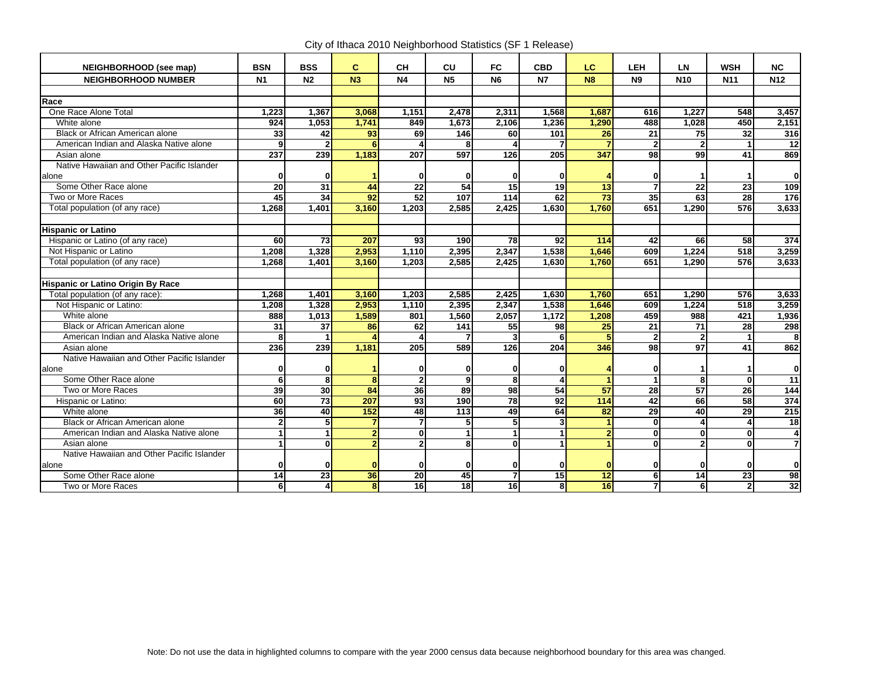City of Ithaca 2010 Neighborhood Statistics (SF 1 Release)

| NEIGHBORHOOD (see map) | BSN | BSS | C | CH | CU | FC | CBD | LC | LEH | LN | WSH | NC |
|---|---|---|---|---|---|---|---|---|---|---|---|---|
| NEIGHBORHOOD NUMBER | N1 | N2 | N3 | N4 | N5 | N6 | N7 | N8 | N9 | N10 | N11 | N12 |
| | | | | | | | | | | | | |
| **Race** | | | | | | | | | | | | |
| One Race Alone Total | 1,223 | 1,367 | 3,068 | 1,151 | 2,478 | 2,311 | 1,568 | 1,687 | 616 | 1,227 | 548 | 3,457 |
| White alone | 924 | 1,053 | 1,741 | 849 | 1,673 | 2,106 | 1,236 | 1,290 | 488 | 1,028 | 450 | 2,151 |
| Black or African American alone | 33 | 42 | 93 | 69 | 146 | 60 | 101 | 26 | 21 | 75 | 32 | 316 |
| American Indian and Alaska Native alone | 9 | 2 | 6 | 4 | 8 | 4 | 7 | 7 | 2 | 2 | 1 | 12 |
| Asian alone | 237 | 239 | 1,183 | 207 | 597 | 126 | 205 | 347 | 98 | 99 | 41 | 869 |
| Native Hawaiian and Other Pacific Islander alone | 0 | 0 | 1 | 0 | 0 | 0 | 0 | 4 | 0 | 1 | 1 | 0 |
| Some Other Race alone | 20 | 31 | 44 | 22 | 54 | 15 | 19 | 13 | 7 | 22 | 23 | 109 |
| Two or More Races | 45 | 34 | 92 | 52 | 107 | 114 | 62 | 73 | 35 | 63 | 28 | 176 |
| Total population (of any race) | 1,268 | 1,401 | 3,160 | 1,203 | 2,585 | 2,425 | 1,630 | 1,760 | 651 | 1,290 | 576 | 3,633 |
| | | | | | | | | | | | | |
| **Hispanic or Latino** | | | | | | | | | | | | |
| Hispanic or Latino (of any race) | 60 | 73 | 207 | 93 | 190 | 78 | 92 | 114 | 42 | 66 | 58 | 374 |
| Not Hispanic or Latino | 1,208 | 1,328 | 2,953 | 1,110 | 2,395 | 2,347 | 1,538 | 1,646 | 609 | 1,224 | 518 | 3,259 |
| Total population (of any race) | 1,268 | 1,401 | 3,160 | 1,203 | 2,585 | 2,425 | 1,630 | 1,760 | 651 | 1,290 | 576 | 3,633 |
| | | | | | | | | | | | | |
| **Hispanic or Latino Origin By Race** | | | | | | | | | | | | |
| Total population (of any race): | 1,268 | 1,401 | 3,160 | 1,203 | 2,585 | 2,425 | 1,630 | 1,760 | 651 | 1,290 | 576 | 3,633 |
| Not Hispanic or Latino: | 1,208 | 1,328 | 2,953 | 1,110 | 2,395 | 2,347 | 1,538 | 1,646 | 609 | 1,224 | 518 | 3,259 |
| White alone | 888 | 1,013 | 1,589 | 801 | 1,560 | 2,057 | 1,172 | 1,208 | 459 | 988 | 421 | 1,936 |
| Black or African American alone | 31 | 37 | 86 | 62 | 141 | 55 | 98 | 25 | 21 | 71 | 28 | 298 |
| American Indian and Alaska Native alone | 8 | 1 | 4 | 4 | 7 | 3 | 6 | 5 | 2 | 2 | 1 | 8 |
| Asian alone | 236 | 239 | 1,181 | 205 | 589 | 126 | 204 | 346 | 98 | 97 | 41 | 862 |
| Native Hawaiian and Other Pacific Islander alone | 0 | 0 | 1 | 0 | 0 | 0 | 0 | 4 | 0 | 1 | 1 | 0 |
| Some Other Race alone | 6 | 8 | 8 | 2 | 9 | 8 | 4 | 1 | 1 | 8 | 0 | 11 |
| Two or More Races | 39 | 30 | 84 | 36 | 89 | 98 | 54 | 57 | 28 | 57 | 26 | 144 |
| Hispanic or Latino: | 60 | 73 | 207 | 93 | 190 | 78 | 92 | 114 | 42 | 66 | 58 | 374 |
| White alone | 36 | 40 | 152 | 48 | 113 | 49 | 64 | 82 | 29 | 40 | 29 | 215 |
| Black or African American alone | 2 | 5 | 7 | 7 | 5 | 5 | 3 | 1 | 0 | 4 | 4 | 18 |
| American Indian and Alaska Native alone | 1 | 1 | 2 | 0 | 1 | 1 | 1 | 2 | 0 | 0 | 0 | 4 |
| Asian alone | 1 | 0 | 2 | 2 | 8 | 0 | 1 | 1 | 0 | 2 | 0 | 7 |
| Native Hawaiian and Other Pacific Islander alone | 0 | 0 | 0 | 0 | 0 | 0 | 0 | 0 | 0 | 0 | 0 | 0 |
| Some Other Race alone | 14 | 23 | 36 | 20 | 45 | 7 | 15 | 12 | 6 | 14 | 23 | 98 |
| Two or More Races | 6 | 4 | 8 | 16 | 18 | 16 | 8 | 16 | 7 | 6 | 2 | 32 |

Note: Do not use the data in highlighted columns to compare with the year 2000 census data because neighborhood boundary for this area was changed.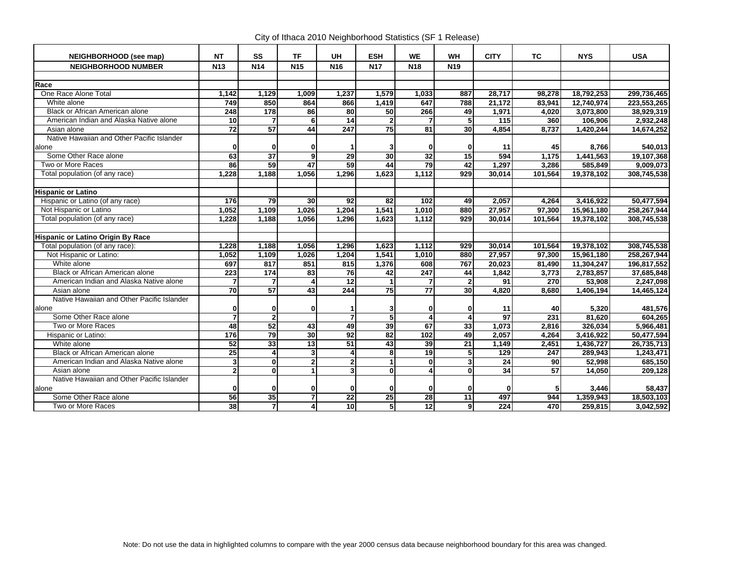City of Ithaca 2010 Neighborhood Statistics (SF 1 Release)

| NEIGHBORHOOD (see map) | NT | SS | TF | UH | ESH | WE | WH | CITY | TC | NYS | USA |
|---|---|---|---|---|---|---|---|---|---|---|---|
| NEIGHBORHOOD NUMBER | N13 | N14 | N15 | N16 | N17 | N18 | N19 | | | | |
| | | | | | | | | | | | |
| **Race** | | | | | | | | | | | |
| One Race Alone Total | 1,142 | 1,129 | 1,009 | 1,237 | 1,579 | 1,033 | 887 | 28,717 | 98,278 | 18,792,253 | 299,736,465 |
| White alone | 749 | 850 | 864 | 866 | 1,419 | 647 | 788 | 21,172 | 83,941 | 12,740,974 | 223,553,265 |
| Black or African American alone | 248 | 178 | 86 | 80 | 50 | 266 | 49 | 1,971 | 4,020 | 3,073,800 | 38,929,319 |
| American Indian and Alaska Native alone | 10 | 7 | 6 | 14 | 2 | 7 | 5 | 115 | 360 | 106,906 | 2,932,248 |
| Asian alone | 72 | 57 | 44 | 247 | 75 | 81 | 30 | 4,854 | 8,737 | 1,420,244 | 14,674,252 |
| Native Hawaiian and Other Pacific Islander alone | 0 | 0 | 0 | 1 | 3 | 0 | 0 | 11 | 45 | 8,766 | 540,013 |
| Some Other Race alone | 63 | 37 | 9 | 29 | 30 | 32 | 15 | 594 | 1,175 | 1,441,563 | 19,107,368 |
| Two or More Races | 86 | 59 | 47 | 59 | 44 | 79 | 42 | 1,297 | 3,286 | 585,849 | 9,009,073 |
| Total population (of any race) | 1,228 | 1,188 | 1,056 | 1,296 | 1,623 | 1,112 | 929 | 30,014 | 101,564 | 19,378,102 | 308,745,538 |
| | | | | | | | | | | | |
| **Hispanic or Latino** | | | | | | | | | | | |
| Hispanic or Latino (of any race) | 176 | 79 | 30 | 92 | 82 | 102 | 49 | 2,057 | 4,264 | 3,416,922 | 50,477,594 |
| Not Hispanic or Latino | 1,052 | 1,109 | 1,026 | 1,204 | 1,541 | 1,010 | 880 | 27,957 | 97,300 | 15,961,180 | 258,267,944 |
| Total population (of any race) | 1,228 | 1,188 | 1,056 | 1,296 | 1,623 | 1,112 | 929 | 30,014 | 101,564 | 19,378,102 | 308,745,538 |
| | | | | | | | | | | | |
| **Hispanic or Latino Origin By Race** | | | | | | | | | | | |
| Total population (of any race): | 1,228 | 1,188 | 1,056 | 1,296 | 1,623 | 1,112 | 929 | 30,014 | 101,564 | 19,378,102 | 308,745,538 |
| Not Hispanic or Latino: | 1,052 | 1,109 | 1,026 | 1,204 | 1,541 | 1,010 | 880 | 27,957 | 97,300 | 15,961,180 | 258,267,944 |
| White alone | 697 | 817 | 851 | 815 | 1,376 | 608 | 767 | 20,023 | 81,490 | 11,304,247 | 196,817,552 |
| Black or African American alone | 223 | 174 | 83 | 76 | 42 | 247 | 44 | 1,842 | 3,773 | 2,783,857 | 37,685,848 |
| American Indian and Alaska Native alone | 7 | 7 | 4 | 12 | 1 | 7 | 2 | 91 | 270 | 53,908 | 2,247,098 |
| Asian alone | 70 | 57 | 43 | 244 | 75 | 77 | 30 | 4,820 | 8,680 | 1,406,194 | 14,465,124 |
| Native Hawaiian and Other Pacific Islander alone | 0 | 0 | 0 | 1 | 3 | 0 | 0 | 11 | 40 | 5,320 | 481,576 |
| Some Other Race alone | 7 | 2 | | 7 | 5 | 4 | 4 | 97 | 231 | 81,620 | 604,265 |
| Two or More Races | 48 | 52 | 43 | 49 | 39 | 67 | 33 | 1,073 | 2,816 | 326,034 | 5,966,481 |
| Hispanic or Latino: | 176 | 79 | 30 | 92 | 82 | 102 | 49 | 2,057 | 4,264 | 3,416,922 | 50,477,594 |
| White alone | 52 | 33 | 13 | 51 | 43 | 39 | 21 | 1,149 | 2,451 | 1,436,727 | 26,735,713 |
| Black or African American alone | 25 | 4 | 3 | 4 | 8 | 19 | 5 | 129 | 247 | 289,943 | 1,243,471 |
| American Indian and Alaska Native alone | 3 | 0 | 2 | 2 | 1 | 0 | 3 | 24 | 90 | 52,998 | 685,150 |
| Asian alone | 2 | 0 | 1 | 3 | 0 | 4 | 0 | 34 | 57 | 14,050 | 209,128 |
| Native Hawaiian and Other Pacific Islander alone | 0 | 0 | 0 | 0 | 0 | 0 | 0 | 0 | 5 | 3,446 | 58,437 |
| Some Other Race alone | 56 | 35 | 7 | 22 | 25 | 28 | 11 | 497 | 944 | 1,359,943 | 18,503,103 |
| Two or More Races | 38 | 7 | 4 | 10 | 5 | 12 | 9 | 224 | 470 | 259,815 | 3,042,592 |

Note: Do not use the data in highlighted columns to compare with the year 2000 census data because neighborhood boundary for this area was changed.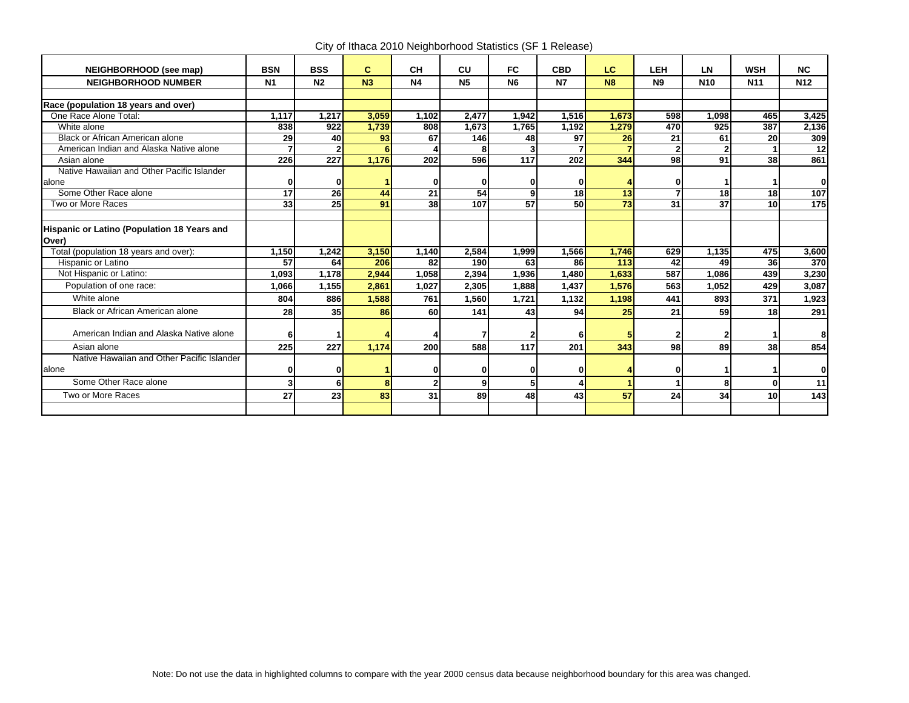City of Ithaca 2010 Neighborhood Statistics (SF 1 Release)

| NEIGHBORHOOD (see map) | BSN | BSS | C | CH | CU | FC | CBD | LC | LEH | LN | WSH | NC |
|---|---|---|---|---|---|---|---|---|---|---|---|---|
| NEIGHBORHOOD NUMBER | N1 | N2 | N3 | N4 | N5 | N6 | N7 | N8 | N9 | N10 | N11 | N12 |
| | | | | | | | | | | | | |
| **Race (population 18 years and over)** | | | | | | | | | | | | |
| One Race Alone Total: | 1,117 | 1,217 | 3,059 | 1,102 | 2,477 | 1,942 | 1,516 | 1,673 | 598 | 1,098 | 465 | 3,425 |
| White alone | 838 | 922 | 1,739 | 808 | 1,673 | 1,765 | 1,192 | 1,279 | 470 | 925 | 387 | 2,136 |
| Black or African American alone | 29 | 40 | 93 | 67 | 146 | 48 | 97 | 26 | 21 | 61 | 20 | 309 |
| American Indian and Alaska Native alone | 7 | 2 | 6 | 4 | 8 | 3 | 7 | 7 | 2 | 2 | 1 | 12 |
| Asian alone | 226 | 227 | 1,176 | 202 | 596 | 117 | 202 | 344 | 98 | 91 | 38 | 861 |
| Native Hawaiian and Other Pacific Islander alone | 0 | 0 | 1 | 0 | 0 | 0 | 0 | 4 | 0 | 1 | 1 | 0 |
| Some Other Race alone | 17 | 26 | 44 | 21 | 54 | 9 | 18 | 13 | 7 | 18 | 18 | 107 |
| Two or More Races | 33 | 25 | 91 | 38 | 107 | 57 | 50 | 73 | 31 | 37 | 10 | 175 |
| | | | | | | | | | | | | |
| **Hispanic or Latino (Population 18 Years and Over)** | | | | | | | | | | | | |
| Total (population 18 years and over): | 1,150 | 1,242 | 3,150 | 1,140 | 2,584 | 1,999 | 1,566 | 1,746 | 629 | 1,135 | 475 | 3,600 |
| Hispanic or Latino | 57 | 64 | 206 | 82 | 190 | 63 | 86 | 113 | 42 | 49 | 36 | 370 |
| Not Hispanic or Latino: | 1,093 | 1,178 | 2,944 | 1,058 | 2,394 | 1,936 | 1,480 | 1,633 | 587 | 1,086 | 439 | 3,230 |
| Population of one race: | 1,066 | 1,155 | 2,861 | 1,027 | 2,305 | 1,888 | 1,437 | 1,576 | 563 | 1,052 | 429 | 3,087 |
| White alone | 804 | 886 | 1,588 | 761 | 1,560 | 1,721 | 1,132 | 1,198 | 441 | 893 | 371 | 1,923 |
| Black or African American alone | 28 | 35 | 86 | 60 | 141 | 43 | 94 | 25 | 21 | 59 | 18 | 291 |
| American Indian and Alaska Native alone | 6 | 1 | 4 | 4 | 7 | 2 | 6 | 5 | 2 | 2 | 1 | 8 |
| Asian alone | 225 | 227 | 1,174 | 200 | 588 | 117 | 201 | 343 | 98 | 89 | 38 | 854 |
| Native Hawaiian and Other Pacific Islander alone | 0 | 0 | 1 | 0 | 0 | 0 | 0 | 4 | 0 | 1 | 1 | 0 |
| Some Other Race alone | 3 | 6 | 8 | 2 | 9 | 5 | 4 | 1 | 1 | 8 | 0 | 11 |
| Two or More Races | 27 | 23 | 83 | 31 | 89 | 48 | 43 | 57 | 24 | 34 | 10 | 143 |

Note: Do not use the data in highlighted columns to compare with the year 2000 census data because neighborhood boundary for this area was changed.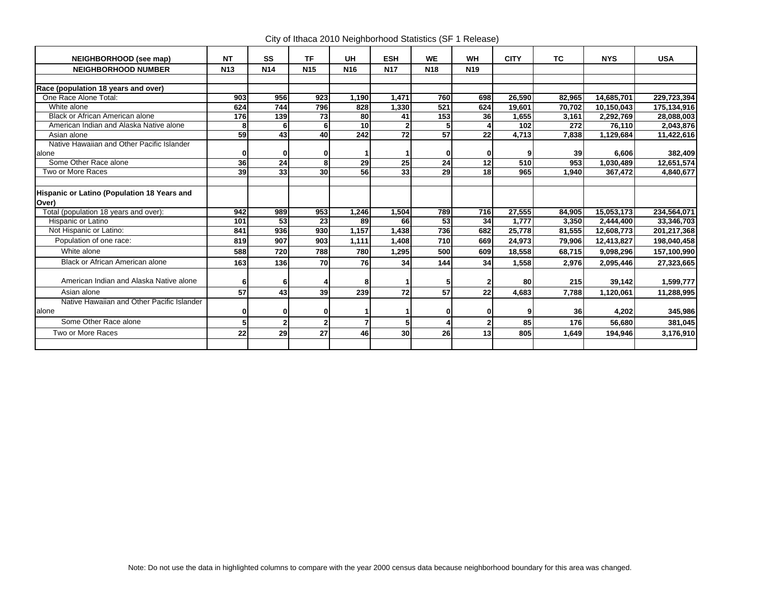City of Ithaca 2010 Neighborhood Statistics (SF 1 Release)

| NEIGHBORHOOD (see map) | NT | SS | TF | UH | ESH | WE | WH | CITY | TC | NYS | USA |
|---|---|---|---|---|---|---|---|---|---|---|---|
| NEIGHBORHOOD NUMBER | N13 | N14 | N15 | N16 | N17 | N18 | N19 | | | | |
| | | | | | | | | | | | |
| **Race (population 18 years and over)** | | | | | | | | | | | |
| One Race Alone Total: | 903 | 956 | 923 | 1,190 | 1,471 | 760 | 698 | 26,590 | 82,965 | 14,685,701 | 229,723,394 |
| White alone | 624 | 744 | 796 | 828 | 1,330 | 521 | 624 | 19,601 | 70,702 | 10,150,043 | 175,134,916 |
| Black or African American alone | 176 | 139 | 73 | 80 | 41 | 153 | 36 | 1,655 | 3,161 | 2,292,769 | 28,088,003 |
| American Indian and Alaska Native alone | 8 | 6 | 6 | 10 | 2 | 5 | 4 | 102 | 272 | 76,110 | 2,043,876 |
| Asian alone | 59 | 43 | 40 | 242 | 72 | 57 | 22 | 4,713 | 7,838 | 1,129,684 | 11,422,616 |
| Native Hawaiian and Other Pacific Islander alone | 0 | 0 | 0 | 1 | 1 | 0 | 0 | 9 | 39 | 6,606 | 382,409 |
| Some Other Race alone | 36 | 24 | 8 | 29 | 25 | 24 | 12 | 510 | 953 | 1,030,489 | 12,651,574 |
| Two or More Races | 39 | 33 | 30 | 56 | 33 | 29 | 18 | 965 | 1,940 | 367,472 | 4,840,677 |
| | | | | | | | | | | | |
| **Hispanic or Latino (Population 18 Years and Over)** | | | | | | | | | | | |
| Total (population 18 years and over): | 942 | 989 | 953 | 1,246 | 1,504 | 789 | 716 | 27,555 | 84,905 | 15,053,173 | 234,564,071 |
| Hispanic or Latino | 101 | 53 | 23 | 89 | 66 | 53 | 34 | 1,777 | 3,350 | 2,444,400 | 33,346,703 |
| Not Hispanic or Latino: | 841 | 936 | 930 | 1,157 | 1,438 | 736 | 682 | 25,778 | 81,555 | 12,608,773 | 201,217,368 |
| Population of one race: | 819 | 907 | 903 | 1,111 | 1,408 | 710 | 669 | 24,973 | 79,906 | 12,413,827 | 198,040,458 |
| White alone | 588 | 720 | 788 | 780 | 1,295 | 500 | 609 | 18,558 | 68,715 | 9,098,296 | 157,100,990 |
| Black or African American alone | 163 | 136 | 70 | 76 | 34 | 144 | 34 | 1,558 | 2,976 | 2,095,446 | 27,323,665 |
| American Indian and Alaska Native alone | 6 | 6 | 4 | 8 | 1 | 5 | 2 | 80 | 215 | 39,142 | 1,599,777 |
| Asian alone | 57 | 43 | 39 | 239 | 72 | 57 | 22 | 4,683 | 7,788 | 1,120,061 | 11,288,995 |
| Native Hawaiian and Other Pacific Islander alone | 0 | 0 | 0 | 1 | 1 | 0 | 0 | 9 | 36 | 4,202 | 345,986 |
| Some Other Race alone | 5 | 2 | 2 | 7 | 5 | 4 | 2 | 85 | 176 | 56,680 | 381,045 |
| Two or More Races | 22 | 29 | 27 | 46 | 30 | 26 | 13 | 805 | 1,649 | 194,946 | 3,176,910 |

Note: Do not use the data in highlighted columns to compare with the year 2000 census data because neighborhood boundary for this area was changed.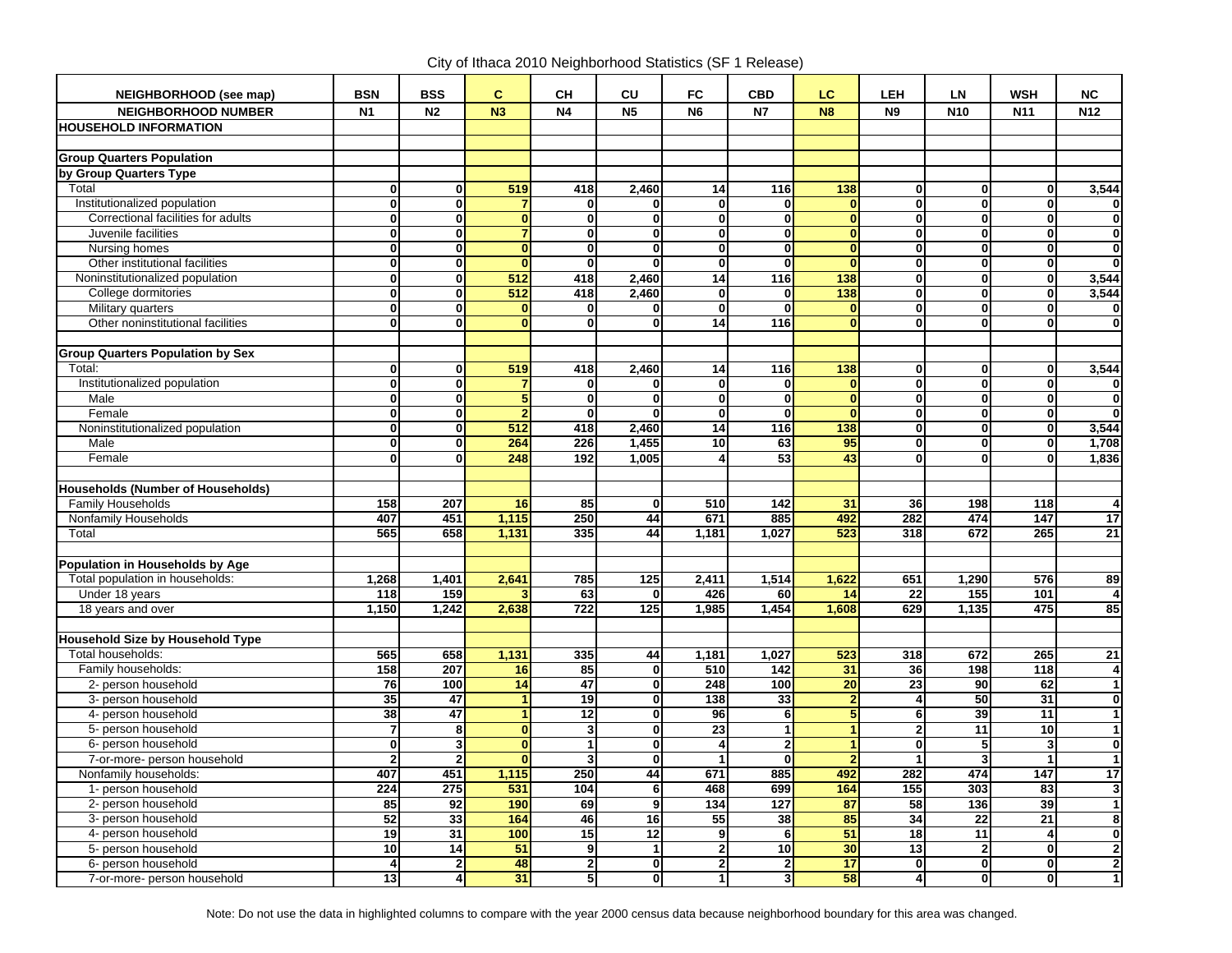City of Ithaca 2010 Neighborhood Statistics (SF 1 Release)

| NEIGHBORHOOD (see map) | BSN | BSS | C | CH | CU | FC | CBD | LC | LEH | LN | WSH | NC |
|---|---|---|---|---|---|---|---|---|---|---|---|---|
| NEIGHBORHOOD NUMBER | N1 | N2 | N3 | N4 | N5 | N6 | N7 | N8 | N9 | N10 | N11 | N12 |
| **HOUSEHOLD INFORMATION** | | | | | | | | | | | | |
| | | | | | | | | | | | | |
| **Group Quarters Population** | | | | | | | | | | | | |
| **by Group Quarters Type** | | | | | | | | | | | | |
| Total | 0 | 0 | 519 | 418 | 2,460 | 14 | 116 | 138 | 0 | 0 | 0 | 3,544 |
| Institutionalized population | 0 | 0 | 7 | 0 | 0 | 0 | 0 | 0 | 0 | 0 | 0 | 0 |
| Correctional facilities for adults | 0 | 0 | 0 | 0 | 0 | 0 | 0 | 0 | 0 | 0 | 0 | 0 |
| Juvenile facilities | 0 | 0 | 7 | 0 | 0 | 0 | 0 | 0 | 0 | 0 | 0 | 0 |
| Nursing homes | 0 | 0 | 0 | 0 | 0 | 0 | 0 | 0 | 0 | 0 | 0 | 0 |
| Other institutional facilities | 0 | 0 | 0 | 0 | 0 | 0 | 0 | 0 | 0 | 0 | 0 | 0 |
| Noninstitutionalized population | 0 | 0 | 512 | 418 | 2,460 | 14 | 116 | 138 | 0 | 0 | 0 | 3,544 |
| College dormitories | 0 | 0 | 512 | 418 | 2,460 | 0 | 0 | 138 | 0 | 0 | 0 | 3,544 |
| Military quarters | 0 | 0 | 0 | 0 | 0 | 0 | 0 | 0 | 0 | 0 | 0 | 0 |
| Other noninstitutional facilities | 0 | 0 | 0 | 0 | 0 | 14 | 116 | 0 | 0 | 0 | 0 | 0 |
| | | | | | | | | | | | | |
| **Group Quarters Population by Sex** | | | | | | | | | | | | |
| Total: | 0 | 0 | 519 | 418 | 2,460 | 14 | 116 | 138 | 0 | 0 | 0 | 3,544 |
| Institutionalized population | 0 | 0 | 7 | 0 | 0 | 0 | 0 | 0 | 0 | 0 | 0 | 0 |
| Male | 0 | 0 | 5 | 0 | 0 | 0 | 0 | 0 | 0 | 0 | 0 | 0 |
| Female | 0 | 0 | 2 | 0 | 0 | 0 | 0 | 0 | 0 | 0 | 0 | 0 |
| Noninstitutionalized population | 0 | 0 | 512 | 418 | 2,460 | 14 | 116 | 138 | 0 | 0 | 0 | 3,544 |
| Male | 0 | 0 | 264 | 226 | 1,455 | 10 | 63 | 95 | 0 | 0 | 0 | 1,708 |
| Female | 0 | 0 | 248 | 192 | 1,005 | 4 | 53 | 43 | 0 | 0 | 0 | 1,836 |
| | | | | | | | | | | | | |
| **Households (Number of Households)** | | | | | | | | | | | | |
| Family Households | 158 | 207 | 16 | 85 | 0 | 510 | 142 | 31 | 36 | 198 | 118 | 4 |
| Nonfamily Households | 407 | 451 | 1,115 | 250 | 44 | 671 | 885 | 492 | 282 | 474 | 147 | 17 |
| Total | 565 | 658 | 1,131 | 335 | 44 | 1,181 | 1,027 | 523 | 318 | 672 | 265 | 21 |
| | | | | | | | | | | | | |
| **Population in Households by Age** | | | | | | | | | | | | |
| Total population in households: | 1,268 | 1,401 | 2,641 | 785 | 125 | 2,411 | 1,514 | 1,622 | 651 | 1,290 | 576 | 89 |
| Under 18 years | 118 | 159 | 3 | 63 | 0 | 426 | 60 | 14 | 22 | 155 | 101 | 4 |
| 18 years and over | 1,150 | 1,242 | 2,638 | 722 | 125 | 1,985 | 1,454 | 1,608 | 629 | 1,135 | 475 | 85 |
| | | | | | | | | | | | | |
| **Household Size by Household Type** | | | | | | | | | | | | |
| Total households: | 565 | 658 | 1,131 | 335 | 44 | 1,181 | 1,027 | 523 | 318 | 672 | 265 | 21 |
| Family households: | 158 | 207 | 16 | 85 | 0 | 510 | 142 | 31 | 36 | 198 | 118 | 4 |
| 2- person household | 76 | 100 | 14 | 47 | 0 | 248 | 100 | 20 | 23 | 90 | 62 | 1 |
| 3- person household | 35 | 47 | 1 | 19 | 0 | 138 | 33 | 2 | 4 | 50 | 31 | 0 |
| 4- person household | 38 | 47 | 1 | 12 | 0 | 96 | 6 | 5 | 6 | 39 | 11 | 1 |
| 5- person household | 7 | 8 | 0 | 3 | 0 | 23 | 1 | 1 | 2 | 11 | 10 | 1 |
| 6- person household | 0 | 3 | 0 | 1 | 0 | 4 | 2 | 1 | 0 | 5 | 3 | 0 |
| 7-or-more- person household | 2 | 2 | 0 | 3 | 0 | 1 | 0 | 2 | 1 | 3 | 1 | 1 |
| Nonfamily households: | 407 | 451 | 1,115 | 250 | 44 | 671 | 885 | 492 | 282 | 474 | 147 | 17 |
| 1- person household | 224 | 275 | 531 | 104 | 6 | 468 | 699 | 164 | 155 | 303 | 83 | 3 |
| 2- person household | 85 | 92 | 190 | 69 | 9 | 134 | 127 | 87 | 58 | 136 | 39 | 1 |
| 3- person household | 52 | 33 | 164 | 46 | 16 | 55 | 38 | 85 | 34 | 22 | 21 | 8 |
| 4- person household | 19 | 31 | 100 | 15 | 12 | 9 | 6 | 51 | 18 | 11 | 4 | 0 |
| 5- person household | 10 | 14 | 51 | 9 | 1 | 2 | 10 | 30 | 13 | 2 | 0 | 2 |
| 6- person household | 4 | 2 | 48 | 2 | 0 | 2 | 2 | 17 | 0 | 0 | 0 | 2 |
| 7-or-more- person household | 13 | 4 | 31 | 5 | 0 | 1 | 3 | 58 | 4 | 0 | 0 | 1 |

Note: Do not use the data in highlighted columns to compare with the year 2000 census data because neighborhood boundary for this area was changed.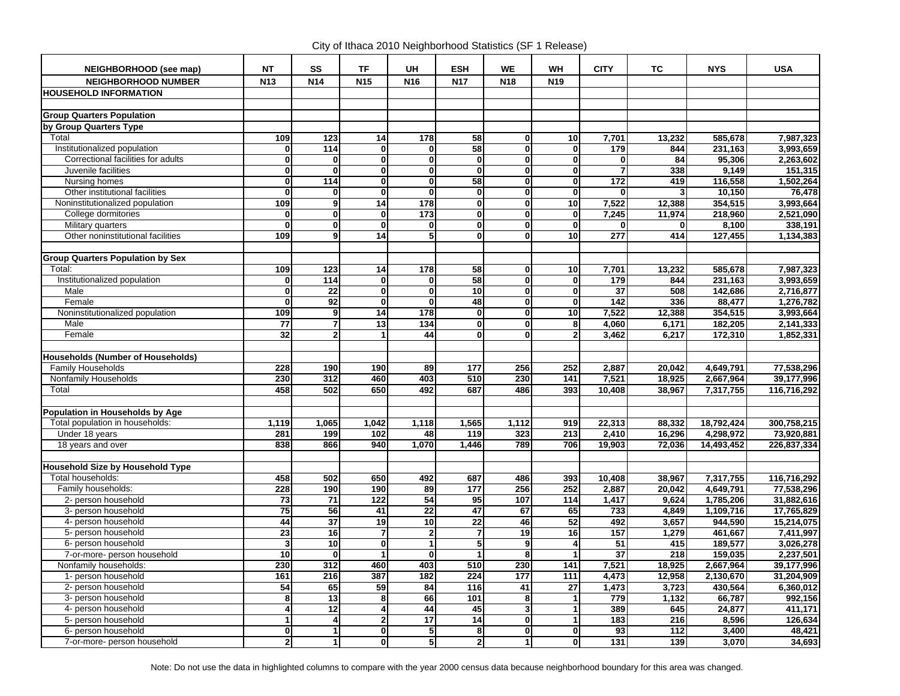City of Ithaca 2010 Neighborhood Statistics (SF 1 Release)

| NEIGHBORHOOD (see map) | NT | SS | TF | UH | ESH | WE | WH | CITY | TC | NYS | USA |
|---|---|---|---|---|---|---|---|---|---|---|---|
| NEIGHBORHOOD NUMBER | N13 | N14 | N15 | N16 | N17 | N18 | N19 | | | | |
| **HOUSEHOLD INFORMATION** | | | | | | | | | | | |
| | | | | | | | | | | | |
| **Group Quarters Population** | | | | | | | | | | | |
| **by Group Quarters Type** | | | | | | | | | | | |
| Total | 109 | 123 | 14 | 178 | 58 | 0 | 10 | 7,701 | 13,232 | 585,678 | 7,987,323 |
| Institutionalized population | 0 | 114 | 0 | 0 | 58 | 0 | 0 | 179 | 844 | 231,163 | 3,993,659 |
| Correctional facilities for adults | 0 | 0 | 0 | 0 | 0 | 0 | 0 | 0 | 84 | 95,306 | 2,263,602 |
| Juvenile facilities | 0 | 0 | 0 | 0 | 0 | 0 | 0 | 7 | 338 | 9,149 | 151,315 |
| Nursing homes | 0 | 114 | 0 | 0 | 58 | 0 | 0 | 172 | 419 | 116,558 | 1,502,264 |
| Other institutional facilities | 0 | 0 | 0 | 0 | 0 | 0 | 0 | 0 | 3 | 10,150 | 76,478 |
| Noninstitutionalized population | 109 | 9 | 14 | 178 | 0 | 0 | 10 | 7,522 | 12,388 | 354,515 | 3,993,664 |
| College dormitories | 0 | 0 | 0 | 173 | 0 | 0 | 0 | 7,245 | 11,974 | 218,960 | 2,521,090 |
| Military quarters | 0 | 0 | 0 | 0 | 0 | 0 | 0 | 0 | 0 | 8,100 | 338,191 |
| Other noninstitutional facilities | 109 | 9 | 14 | 5 | 0 | 0 | 10 | 277 | 414 | 127,455 | 1,134,383 |
| | | | | | | | | | | | |
| **Group Quarters Population by Sex** | | | | | | | | | | | |
| Total: | 109 | 123 | 14 | 178 | 58 | 0 | 10 | 7,701 | 13,232 | 585,678 | 7,987,323 |
| Institutionalized population | 0 | 114 | 0 | 0 | 58 | 0 | 0 | 179 | 844 | 231,163 | 3,993,659 |
| Male | 0 | 22 | 0 | 0 | 10 | 0 | 0 | 37 | 508 | 142,686 | 2,716,877 |
| Female | 0 | 92 | 0 | 0 | 48 | 0 | 0 | 142 | 336 | 88,477 | 1,276,782 |
| Noninstitutionalized population | 109 | 9 | 14 | 178 | 0 | 0 | 10 | 7,522 | 12,388 | 354,515 | 3,993,664 |
| Male | 77 | 7 | 13 | 134 | 0 | 0 | 8 | 4,060 | 6,171 | 182,205 | 2,141,333 |
| Female | 32 | 2 | 1 | 44 | 0 | 0 | 2 | 3,462 | 6,217 | 172,310 | 1,852,331 |
| | | | | | | | | | | | |
| **Households (Number of Households)** | | | | | | | | | | | |
| Family Households | 228 | 190 | 190 | 89 | 177 | 256 | 252 | 2,887 | 20,042 | 4,649,791 | 77,538,296 |
| Nonfamily Households | 230 | 312 | 460 | 403 | 510 | 230 | 141 | 7,521 | 18,925 | 2,667,964 | 39,177,996 |
| Total | 458 | 502 | 650 | 492 | 687 | 486 | 393 | 10,408 | 38,967 | 7,317,755 | 116,716,292 |
| | | | | | | | | | | | |
| **Population in Households by Age** | | | | | | | | | | | |
| Total population in households: | 1,119 | 1,065 | 1,042 | 1,118 | 1,565 | 1,112 | 919 | 22,313 | 88,332 | 18,792,424 | 300,758,215 |
| Under 18 years | 281 | 199 | 102 | 48 | 119 | 323 | 213 | 2,410 | 16,296 | 4,298,972 | 73,920,881 |
| 18 years and over | 838 | 866 | 940 | 1,070 | 1,446 | 789 | 706 | 19,903 | 72,036 | 14,493,452 | 226,837,334 |
| | | | | | | | | | | | |
| **Household Size by Household Type** | | | | | | | | | | | |
| Total households: | 458 | 502 | 650 | 492 | 687 | 486 | 393 | 10,408 | 38,967 | 7,317,755 | 116,716,292 |
| Family households: | 228 | 190 | 190 | 89 | 177 | 256 | 252 | 2,887 | 20,042 | 4,649,791 | 77,538,296 |
| 2- person household | 73 | 71 | 122 | 54 | 95 | 107 | 114 | 1,417 | 9,624 | 1,785,206 | 31,882,616 |
| 3- person household | 75 | 56 | 41 | 22 | 47 | 67 | 65 | 733 | 4,849 | 1,109,716 | 17,765,829 |
| 4- person household | 44 | 37 | 19 | 10 | 22 | 46 | 52 | 492 | 3,657 | 944,590 | 15,214,075 |
| 5- person household | 23 | 16 | 7 | 2 | 7 | 19 | 16 | 157 | 1,279 | 461,667 | 7,411,997 |
| 6- person household | 3 | 10 | 0 | 1 | 5 | 9 | 4 | 51 | 415 | 189,577 | 3,026,278 |
| 7-or-more- person household | 10 | 0 | 1 | 0 | 1 | 8 | 1 | 37 | 218 | 159,035 | 2,237,501 |
| Nonfamily households: | 230 | 312 | 460 | 403 | 510 | 230 | 141 | 7,521 | 18,925 | 2,667,964 | 39,177,996 |
| 1- person household | 161 | 216 | 387 | 182 | 224 | 177 | 111 | 4,473 | 12,958 | 2,130,670 | 31,204,909 |
| 2- person household | 54 | 65 | 59 | 84 | 116 | 41 | 27 | 1,473 | 3,723 | 430,564 | 6,360,012 |
| 3- person household | 8 | 13 | 8 | 66 | 101 | 8 | 1 | 779 | 1,132 | 66,787 | 992,156 |
| 4- person household | 4 | 12 | 4 | 44 | 45 | 3 | 1 | 389 | 645 | 24,877 | 411,171 |
| 5- person household | 1 | 4 | 2 | 17 | 14 | 0 | 1 | 183 | 216 | 8,596 | 126,634 |
| 6- person household | 0 | 1 | 0 | 5 | 8 | 0 | 0 | 93 | 112 | 3,400 | 48,421 |
| 7-or-more- person household | 2 | 1 | 0 | 5 | 2 | 1 | 0 | 131 | 139 | 3,070 | 34,693 |

Note: Do not use the data in highlighted columns to compare with the year 2000 census data because neighborhood boundary for this area was changed.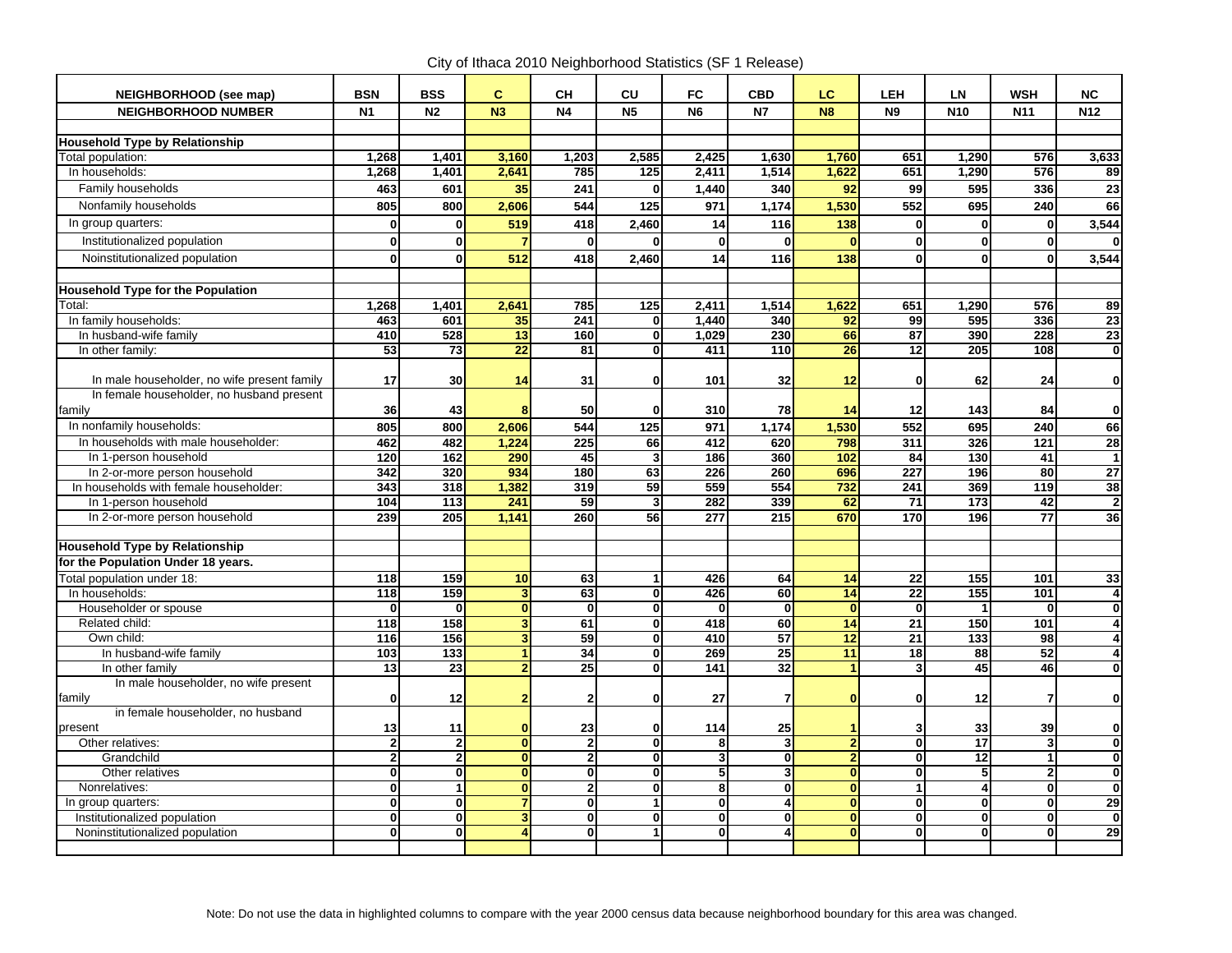City of Ithaca 2010 Neighborhood Statistics (SF 1 Release)

| NEIGHBORHOOD (see map) | BSN | BSS | C | CH | CU | FC | CBD | LC | LEH | LN | WSH | NC |
|---|---|---|---|---|---|---|---|---|---|---|---|---|
| NEIGHBORHOOD NUMBER | N1 | N2 | N3 | N4 | N5 | N6 | N7 | N8 | N9 | N10 | N11 | N12 |
| | | | | | | | | | | | | |
| **Household Type by Relationship** | | | | | | | | | | | | |
| Total population: | 1,268 | 1,401 | 3,160 | 1,203 | 2,585 | 2,425 | 1,630 | 1,760 | 651 | 1,290 | 576 | 3,633 |
| In households: | 1,268 | 1,401 | 2,641 | 785 | 125 | 2,411 | 1,514 | 1,622 | 651 | 1,290 | 576 | 89 |
| Family households | 463 | 601 | 35 | 241 | 0 | 1,440 | 340 | 92 | 99 | 595 | 336 | 23 |
| Nonfamily households | 805 | 800 | 2,606 | 544 | 125 | 971 | 1,174 | 1,530 | 552 | 695 | 240 | 66 |
| In group quarters: | 0 | 0 | 519 | 418 | 2,460 | 14 | 116 | 138 | 0 | 0 | 0 | 3,544 |
| Institutionalized population | 0 | 0 | 7 | 0 | 0 | 0 | 0 | 0 | 0 | 0 | 0 | 0 |
| Noninstitutionalized population | 0 | 0 | 512 | 418 | 2,460 | 14 | 116 | 138 | 0 | 0 | 0 | 3,544 |
| | | | | | | | | | | | | |
| **Household Type for the Population** | | | | | | | | | | | | |
| Total: | 1,268 | 1,401 | 2,641 | 785 | 125 | 2,411 | 1,514 | 1,622 | 651 | 1,290 | 576 | 89 |
| In family households: | 463 | 601 | 35 | 241 | 0 | 1,440 | 340 | 92 | 99 | 595 | 336 | 23 |
| In husband-wife family | 410 | 528 | 13 | 160 | 0 | 1,029 | 230 | 66 | 87 | 390 | 228 | 23 |
| In other family: | 53 | 73 | 22 | 81 | 0 | 411 | 110 | 26 | 12 | 205 | 108 | 0 |
| In male householder, no wife present family | 17 | 30 | 14 | 31 | 0 | 101 | 32 | 12 | 0 | 62 | 24 | 0 |
| In female householder, no husband present family | 36 | 43 | 8 | 50 | 0 | 310 | 78 | 14 | 12 | 143 | 84 | 0 |
| In nonfamily households: | 805 | 800 | 2,606 | 544 | 125 | 971 | 1,174 | 1,530 | 552 | 695 | 240 | 66 |
| In households with male householder: | 462 | 482 | 1,224 | 225 | 66 | 412 | 620 | 798 | 311 | 326 | 121 | 28 |
| In 1-person household | 120 | 162 | 290 | 45 | 3 | 186 | 360 | 102 | 84 | 130 | 41 | 1 |
| In 2-or-more person household | 342 | 320 | 934 | 180 | 63 | 226 | 260 | 696 | 227 | 196 | 80 | 27 |
| In households with female householder: | 343 | 318 | 1,382 | 319 | 59 | 559 | 554 | 732 | 241 | 369 | 119 | 38 |
| In 1-person household | 104 | 113 | 241 | 59 | 3 | 282 | 339 | 62 | 71 | 173 | 42 | 2 |
| In 2-or-more person household | 239 | 205 | 1,141 | 260 | 56 | 277 | 215 | 670 | 170 | 196 | 77 | 36 |
| | | | | | | | | | | | | |
| **Household Type by Relationship for the Population Under 18 years.** | | | | | | | | | | | | |
| Total population under 18: | 118 | 159 | 10 | 63 | 1 | 426 | 64 | 14 | 22 | 155 | 101 | 33 |
| In households: | 118 | 159 | 3 | 63 | 0 | 426 | 60 | 14 | 22 | 155 | 101 | 4 |
| Householder or spouse | 0 | 0 | 0 | 0 | 0 | 0 | 0 | 0 | 0 | 1 | 0 | 0 |
| Related child: | 118 | 158 | 3 | 61 | 0 | 418 | 60 | 14 | 21 | 150 | 101 | 4 |
| Own child: | 116 | 156 | 3 | 59 | 0 | 410 | 57 | 12 | 21 | 133 | 98 | 4 |
| In husband-wife family | 103 | 133 | 1 | 34 | 0 | 269 | 25 | 11 | 18 | 88 | 52 | 4 |
| In other family | 13 | 23 | 2 | 25 | 0 | 141 | 32 | 1 | 3 | 45 | 46 | 0 |
| In male householder, no wife present family | 0 | 12 | 2 | 2 | 0 | 27 | 7 | 0 | 0 | 12 | 7 | 0 |
| in female householder, no husband present | 13 | 11 | 0 | 23 | 0 | 114 | 25 | 1 | 3 | 33 | 39 | 0 |
| Other relatives: | 2 | 2 | 0 | 2 | 0 | 8 | 3 | 2 | 0 | 17 | 3 | 0 |
| Grandchild | 2 | 2 | 0 | 2 | 0 | 3 | 0 | 2 | 0 | 12 | 1 | 0 |
| Other relatives | 0 | 0 | 0 | 0 | 0 | 5 | 3 | 0 | 0 | 5 | 2 | 0 |
| Nonrelatives: | 0 | 1 | 0 | 2 | 0 | 8 | 0 | 0 | 1 | 4 | 0 | 0 |
| In group quarters: | 0 | 0 | 7 | 0 | 1 | 0 | 4 | 0 | 0 | 0 | 0 | 29 |
| Institutionalized population | 0 | 0 | 3 | 0 | 0 | 0 | 0 | 0 | 0 | 0 | 0 | 0 |
| Noninstitutionalized population | 0 | 0 | 4 | 0 | 1 | 0 | 4 | 0 | 0 | 0 | 0 | 29 |

Note: Do not use the data in highlighted columns to compare with the year 2000 census data because neighborhood boundary for this area was changed.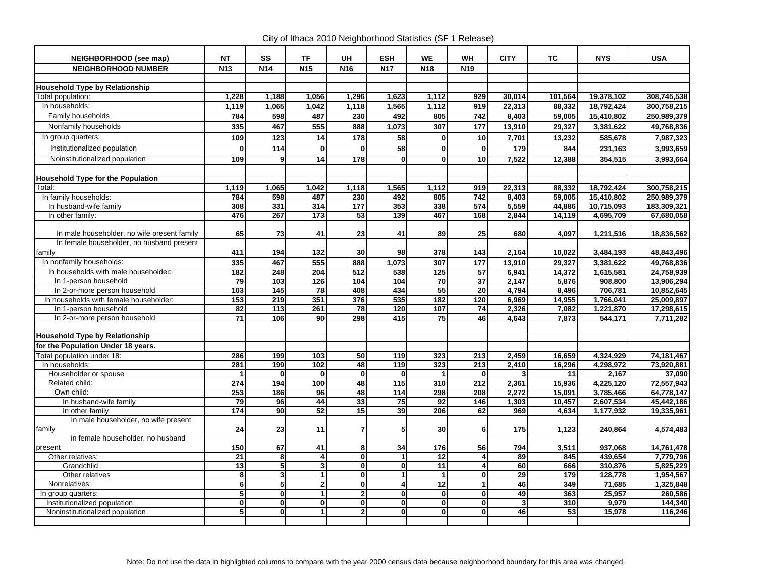City of Ithaca 2010 Neighborhood Statistics (SF 1 Release)

| NEIGHBORHOOD (see map) | NT | SS | TF | UH | ESH | WE | WH | CITY | TC | NYS | USA |
|---|---|---|---|---|---|---|---|---|---|---|---|
| NEIGHBORHOOD NUMBER | N13 | N14 | N15 | N16 | N17 | N18 | N19 | | | | |
| | | | | | | | | | | | |
| **Household Type by Relationship** | | | | | | | | | | | |
| Total population: | 1,228 | 1,188 | 1,056 | 1,296 | 1,623 | 1,112 | 929 | 30,014 | 101,564 | 19,378,102 | 308,745,538 |
| In households: | 1,119 | 1,065 | 1,042 | 1,118 | 1,565 | 1,112 | 919 | 22,313 | 88,332 | 18,792,424 | 300,758,215 |
| Family households | 784 | 598 | 487 | 230 | 492 | 805 | 742 | 8,403 | 59,005 | 15,410,802 | 250,989,379 |
| Nonfamily households | 335 | 467 | 555 | 888 | 1,073 | 307 | 177 | 13,910 | 29,327 | 3,381,622 | 49,768,836 |
| In group quarters: | 109 | 123 | 14 | 178 | 58 | 0 | 10 | 7,701 | 13,232 | 585,678 | 7,987,323 |
| Institutionalized population | 0 | 114 | 0 | 0 | 58 | 0 | 0 | 179 | 844 | 231,163 | 3,993,659 |
| Noninstitutionalized population | 109 | 9 | 14 | 178 | 0 | 0 | 10 | 7,522 | 12,388 | 354,515 | 3,993,664 |
| | | | | | | | | | | | |
| **Household Type for the Population** | | | | | | | | | | | |
| Total: | 1,119 | 1,065 | 1,042 | 1,118 | 1,565 | 1,112 | 919 | 22,313 | 88,332 | 18,792,424 | 300,758,215 |
| In family households: | 784 | 598 | 487 | 230 | 492 | 805 | 742 | 8,403 | 59,005 | 15,410,802 | 250,989,379 |
| In husband-wife family | 308 | 331 | 314 | 177 | 353 | 338 | 574 | 5,559 | 44,886 | 10,715,093 | 183,309,321 |
| In other family: | 476 | 267 | 173 | 53 | 139 | 467 | 168 | 2,844 | 14,119 | 4,695,709 | 67,680,058 |
| In male householder, no wife present family | 65 | 73 | 41 | 23 | 41 | 89 | 25 | 680 | 4,097 | 1,211,516 | 18,836,562 |
| In female householder, no husband present family | 411 | 194 | 132 | 30 | 98 | 378 | 143 | 2,164 | 10,022 | 3,484,193 | 48,843,496 |
| In nonfamily households: | 335 | 467 | 555 | 888 | 1,073 | 307 | 177 | 13,910 | 29,327 | 3,381,622 | 49,768,836 |
| In households with male householder: | 182 | 248 | 204 | 512 | 538 | 125 | 57 | 6,941 | 14,372 | 1,615,581 | 24,758,939 |
| In 1-person household | 79 | 103 | 126 | 104 | 104 | 70 | 37 | 2,147 | 5,876 | 908,800 | 13,906,294 |
| In 2-or-more person household | 103 | 145 | 78 | 408 | 434 | 55 | 20 | 4,794 | 8,496 | 706,781 | 10,852,645 |
| In households with female householder: | 153 | 219 | 351 | 376 | 535 | 182 | 120 | 6,969 | 14,955 | 1,766,041 | 25,009,897 |
| In 1-person household | 82 | 113 | 261 | 78 | 120 | 107 | 74 | 2,326 | 7,082 | 1,221,870 | 17,298,615 |
| In 2-or-more person household | 71 | 106 | 90 | 298 | 415 | 75 | 46 | 4,643 | 7,873 | 544,171 | 7,711,282 |
| | | | | | | | | | | | |
| **Household Type by Relationship** | | | | | | | | | | | |
| **for the Population Under 18 years.** | | | | | | | | | | | |
| Total population under 18: | 286 | 199 | 103 | 50 | 119 | 323 | 213 | 2,459 | 16,659 | 4,324,929 | 74,181,467 |
| In households: | 281 | 199 | 102 | 48 | 119 | 323 | 213 | 2,410 | 16,296 | 4,298,972 | 73,920,881 |
| Householder or spouse | 1 | 0 | 0 | 0 | 0 | 1 | 0 | 3 | 11 | 2,167 | 37,090 |
| Related child: | 274 | 194 | 100 | 48 | 115 | 310 | 212 | 2,361 | 15,936 | 4,225,120 | 72,557,943 |
| Own child: | 253 | 186 | 96 | 48 | 114 | 298 | 208 | 2,272 | 15,091 | 3,785,466 | 64,778,147 |
| In husband-wife family | 79 | 96 | 44 | 33 | 75 | 92 | 146 | 1,303 | 10,457 | 2,607,534 | 45,442,186 |
| In other family | 174 | 90 | 52 | 15 | 39 | 206 | 62 | 969 | 4,634 | 1,177,932 | 19,335,961 |
| In male householder, no wife present family | 24 | 23 | 11 | 7 | 5 | 30 | 6 | 175 | 1,123 | 240,864 | 4,574,483 |
| in female householder, no husband present | 150 | 67 | 41 | 8 | 34 | 176 | 56 | 794 | 3,511 | 937,068 | 14,761,478 |
| Other relatives: | 21 | 8 | 4 | 0 | 1 | 12 | 4 | 89 | 845 | 439,654 | 7,779,796 |
| Grandchild | 13 | 5 | 3 | 0 | 0 | 11 | 4 | 60 | 666 | 310,876 | 5,825,229 |
| Other relatives | 8 | 3 | 1 | 0 | 1 | 1 | 0 | 29 | 179 | 128,778 | 1,954,567 |
| Nonrelatives: | 6 | 5 | 2 | 0 | 4 | 12 | 1 | 46 | 349 | 71,685 | 1,325,848 |
| In group quarters: | 5 | 0 | 1 | 2 | 0 | 0 | 0 | 49 | 363 | 25,957 | 260,586 |
| Institutionalized population | 0 | 0 | 0 | 0 | 0 | 0 | 0 | 3 | 310 | 9,979 | 144,340 |
| Noninstitutionalized population | 5 | 0 | 1 | 2 | 0 | 0 | 0 | 46 | 53 | 15,978 | 116,246 |

Note: Do not use the data in highlighted columns to compare with the year 2000 census data because neighborhood boundary for this area was changed.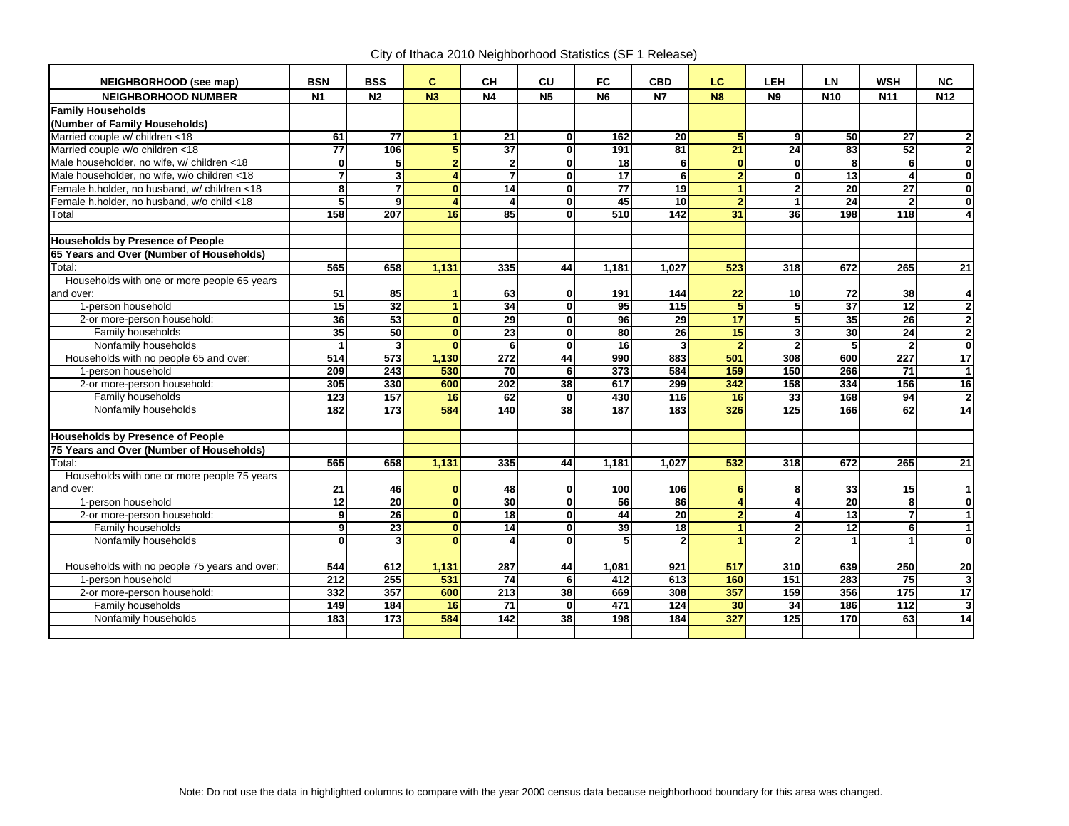City of Ithaca 2010 Neighborhood Statistics (SF 1 Release)

| NEIGHBORHOOD (see map) | BSN | BSS | C | CH | CU | FC | CBD | LC | LEH | LN | WSH | NC |
|---|---|---|---|---|---|---|---|---|---|---|---|---|
| NEIGHBORHOOD NUMBER | N1 | N2 | N3 | N4 | N5 | N6 | N7 | N8 | N9 | N10 | N11 | N12 |
| **Family Households** | | | | | | | | | | | | |
| **(Number of Family Households)** | | | | | | | | | | | | |
| Married couple w/ children <18 | 61 | 77 | 1 | 21 | 0 | 162 | 20 | 5 | 9 | 50 | 27 | 2 |
| Married couple w/o children <18 | 77 | 106 | 5 | 37 | 0 | 191 | 81 | 21 | 24 | 83 | 52 | 2 |
| Male householder, no wife, w/ children <18 | 0 | 5 | 2 | 2 | 0 | 18 | 6 | 0 | 0 | 8 | 6 | 0 |
| Male householder, no wife, w/o children <18 | 7 | 3 | 4 | 7 | 0 | 17 | 6 | 2 | 0 | 13 | 4 | 0 |
| Female h.holder, no husband, w/ children <18 | 8 | 7 | 0 | 14 | 0 | 77 | 19 | 1 | 2 | 20 | 27 | 0 |
| Female h.holder, no husband, w/o child <18 | 5 | 9 | 4 | 4 | 0 | 45 | 10 | 2 | 1 | 24 | 2 | 0 |
| Total | 158 | 207 | 16 | 85 | 0 | 510 | 142 | 31 | 36 | 198 | 118 | 4 |
| | | | | | | | | | | | | |
| **Households by Presence of People** | | | | | | | | | | | | |
| **65 Years and Over (Number of Households)** | | | | | | | | | | | | |
| Total: | 565 | 658 | 1,131 | 335 | 44 | 1,181 | 1,027 | 523 | 318 | 672 | 265 | 21 |
| Households with one or more people 65 years and over: | 51 | 85 | 1 | 63 | 0 | 191 | 144 | 22 | 10 | 72 | 38 | 4 |
| 1-person household | 15 | 32 | 1 | 34 | 0 | 95 | 115 | 5 | 5 | 37 | 12 | 2 |
| 2-or more-person household: | 36 | 53 | 0 | 29 | 0 | 96 | 29 | 17 | 5 | 35 | 26 | 2 |
| Family households | 35 | 50 | 0 | 23 | 0 | 80 | 26 | 15 | 3 | 30 | 24 | 2 |
| Nonfamily households | 1 | 3 | 0 | 6 | 0 | 16 | 3 | 2 | 2 | 5 | 2 | 0 |
| Households with no people 65 and over: | 514 | 573 | 1,130 | 272 | 44 | 990 | 883 | 501 | 308 | 600 | 227 | 17 |
| 1-person household | 209 | 243 | 530 | 70 | 6 | 373 | 584 | 159 | 150 | 266 | 71 | 1 |
| 2-or more-person household: | 305 | 330 | 600 | 202 | 38 | 617 | 299 | 342 | 158 | 334 | 156 | 16 |
| Family households | 123 | 157 | 16 | 62 | 0 | 430 | 116 | 16 | 33 | 168 | 94 | 2 |
| Nonfamily households | 182 | 173 | 584 | 140 | 38 | 187 | 183 | 326 | 125 | 166 | 62 | 14 |
| | | | | | | | | | | | | |
| **Households by Presence of People** | | | | | | | | | | | | |
| **75 Years and Over (Number of Households)** | | | | | | | | | | | | |
| Total: | 565 | 658 | 1,131 | 335 | 44 | 1,181 | 1,027 | 532 | 318 | 672 | 265 | 21 |
| Households with one or more people 75 years and over: | 21 | 46 | 0 | 48 | 0 | 100 | 106 | 6 | 8 | 33 | 15 | 1 |
| 1-person household | 12 | 20 | 0 | 30 | 0 | 56 | 86 | 4 | 4 | 20 | 8 | 0 |
| 2-or more-person household: | 9 | 26 | 0 | 18 | 0 | 44 | 20 | 2 | 4 | 13 | 7 | 1 |
| Family households | 9 | 23 | 0 | 14 | 0 | 39 | 18 | 1 | 2 | 12 | 6 | 1 |
| Nonfamily households | 0 | 3 | 0 | 4 | 0 | 5 | 2 | 1 | 2 | 1 | 1 | 0 |
| | | | | | | | | | | | | |
| Households with no people 75 years and over: | 544 | 612 | 1,131 | 287 | 44 | 1,081 | 921 | 517 | 310 | 639 | 250 | 20 |
| 1-person household | 212 | 255 | 531 | 74 | 6 | 412 | 613 | 160 | 151 | 283 | 75 | 3 |
| 2-or more-person household: | 332 | 357 | 600 | 213 | 38 | 669 | 308 | 357 | 159 | 356 | 175 | 17 |
| Family households | 149 | 184 | 16 | 71 | 0 | 471 | 124 | 30 | 34 | 186 | 112 | 3 |
| Nonfamily households | 183 | 173 | 584 | 142 | 38 | 198 | 184 | 327 | 125 | 170 | 63 | 14 |

Note: Do not use the data in highlighted columns to compare with the year 2000 census data because neighborhood boundary for this area was changed.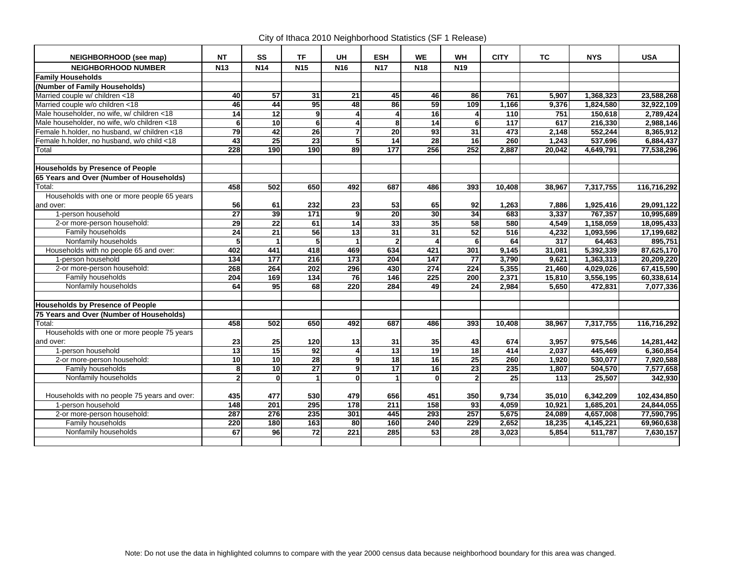City of Ithaca 2010 Neighborhood Statistics (SF 1 Release)

| NEIGHBORHOOD (see map) | NT | SS | TF | UH | ESH | WE | WH | CITY | TC | NYS | USA |
|---|---|---|---|---|---|---|---|---|---|---|---|
| NEIGHBORHOOD NUMBER | N13 | N14 | N15 | N16 | N17 | N18 | N19 | | | | |
| **Family Households** | | | | | | | | | | | |
| **(Number of Family Households)** | | | | | | | | | | | |
| Married couple w/ children <18 | 40 | 57 | 31 | 21 | 45 | 46 | 86 | 761 | 5,907 | 1,368,323 | 23,588,268 |
| Married couple w/o children <18 | 46 | 44 | 95 | 48 | 86 | 59 | 109 | 1,166 | 9,376 | 1,824,580 | 32,922,109 |
| Male householder, no wife, w/ children <18 | 14 | 12 | 9 | 4 | 4 | 16 | 4 | 110 | 751 | 150,618 | 2,789,424 |
| Male householder, no wife, w/o children <18 | 6 | 10 | 6 | 4 | 8 | 14 | 6 | 117 | 617 | 216,330 | 2,988,146 |
| Female h.holder, no husband, w/ children <18 | 79 | 42 | 26 | 7 | 20 | 93 | 31 | 473 | 2,148 | 552,244 | 8,365,912 |
| Female h.holder, no husband, w/o child <18 | 43 | 25 | 23 | 5 | 14 | 28 | 16 | 260 | 1,243 | 537,696 | 6,884,437 |
| Total | 228 | 190 | 190 | 89 | 177 | 256 | 252 | 2,887 | 20,042 | 4,649,791 | 77,538,296 |
| | | | | | | | | | | | |
| **Households by Presence of People** | | | | | | | | | | | |
| **65 Years and Over (Number of Households)** | | | | | | | | | | | |
| Total: | 458 | 502 | 650 | 492 | 687 | 486 | 393 | 10,408 | 38,967 | 7,317,755 | 116,716,292 |
| Households with one or more people 65 years and over: | 56 | 61 | 232 | 23 | 53 | 65 | 92 | 1,263 | 7,886 | 1,925,416 | 29,091,122 |
| 1-person household | 27 | 39 | 171 | 9 | 20 | 30 | 34 | 683 | 3,337 | 767,357 | 10,995,689 |
| 2-or more-person household: | 29 | 22 | 61 | 14 | 33 | 35 | 58 | 580 | 4,549 | 1,158,059 | 18,095,433 |
| Family households | 24 | 21 | 56 | 13 | 31 | 31 | 52 | 516 | 4,232 | 1,093,596 | 17,199,682 |
| Nonfamily households | 5 | 1 | 5 | 1 | 2 | 4 | 6 | 64 | 317 | 64,463 | 895,751 |
| Households with no people 65 and over: | 402 | 441 | 418 | 469 | 634 | 421 | 301 | 9,145 | 31,081 | 5,392,339 | 87,625,170 |
| 1-person household | 134 | 177 | 216 | 173 | 204 | 147 | 77 | 3,790 | 9,621 | 1,363,313 | 20,209,220 |
| 2-or more-person household: | 268 | 264 | 202 | 296 | 430 | 274 | 224 | 5,355 | 21,460 | 4,029,026 | 67,415,590 |
| Family households | 204 | 169 | 134 | 76 | 146 | 225 | 200 | 2,371 | 15,810 | 3,556,195 | 60,338,614 |
| Nonfamily households | 64 | 95 | 68 | 220 | 284 | 49 | 24 | 2,984 | 5,650 | 472,831 | 7,077,336 |
| | | | | | | | | | | | |
| **Households by Presence of People** | | | | | | | | | | | |
| **75 Years and Over (Number of Households)** | | | | | | | | | | | |
| Total: | 458 | 502 | 650 | 492 | 687 | 486 | 393 | 10,408 | 38,967 | 7,317,755 | 116,716,292 |
| Households with one or more people 75 years and over: | 23 | 25 | 120 | 13 | 31 | 35 | 43 | 674 | 3,957 | 975,546 | 14,281,442 |
| 1-person household | 13 | 15 | 92 | 4 | 13 | 19 | 18 | 414 | 2,037 | 445,469 | 6,360,854 |
| 2-or more-person household: | 10 | 10 | 28 | 9 | 18 | 16 | 25 | 260 | 1,920 | 530,077 | 7,920,588 |
| Family households | 8 | 10 | 27 | 9 | 17 | 16 | 23 | 235 | 1,807 | 504,570 | 7,577,658 |
| Nonfamily households | 2 | 0 | 1 | 0 | 1 | 0 | 2 | 25 | 113 | 25,507 | 342,930 |
| Households with no people 75 years and over: | 435 | 477 | 530 | 479 | 656 | 451 | 350 | 9,734 | 35,010 | 6,342,209 | 102,434,850 |
| 1-person household | 148 | 201 | 295 | 178 | 211 | 158 | 93 | 4,059 | 10,921 | 1,685,201 | 24,844,055 |
| 2-or more-person household: | 287 | 276 | 235 | 301 | 445 | 293 | 257 | 5,675 | 24,089 | 4,657,008 | 77,590,795 |
| Family households | 220 | 180 | 163 | 80 | 160 | 240 | 229 | 2,652 | 18,235 | 4,145,221 | 69,960,638 |
| Nonfamily households | 67 | 96 | 72 | 221 | 285 | 53 | 28 | 3,023 | 5,854 | 511,787 | 7,630,157 |

Note: Do not use the data in highlighted columns to compare with the year 2000 census data because neighborhood boundary for this area was changed.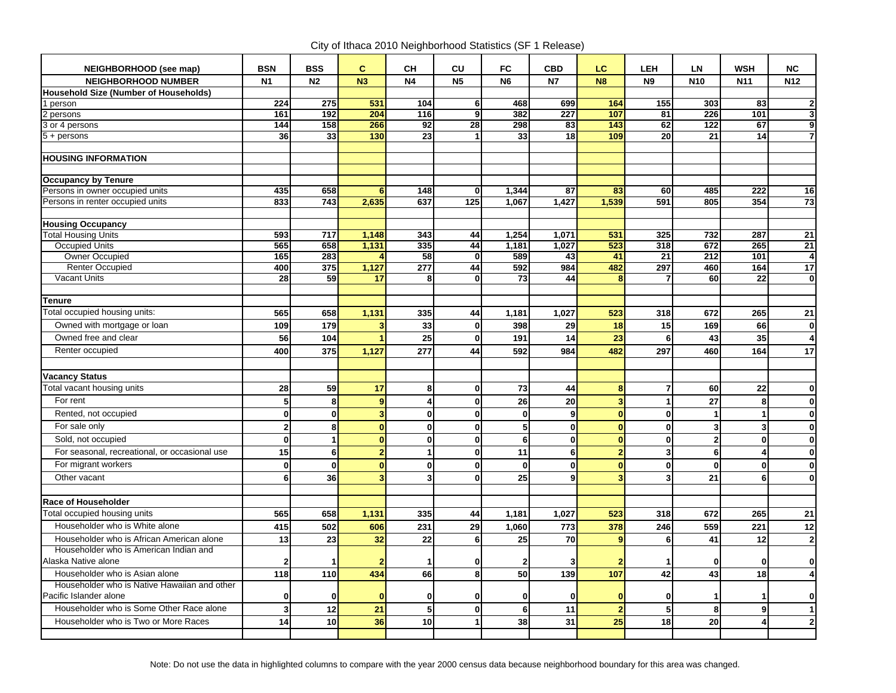City of Ithaca 2010 Neighborhood Statistics (SF 1 Release)

| NEIGHBORHOOD (see map) | BSN | BSS | C | CH | CU | FC | CBD | LC | LEH | LN | WSH | NC |
|---|---|---|---|---|---|---|---|---|---|---|---|---|
| NEIGHBORHOOD NUMBER | N1 | N2 | N3 | N4 | N5 | N6 | N7 | N8 | N9 | N10 | N11 | N12 |
| **Household Size (Number of Households)** | | | | | | | | | | | | |
| 1 person | 224 | 275 | 531 | 104 | 6 | 468 | 699 | 164 | 155 | 303 | 83 | 2 |
| 2 persons | 161 | 192 | 204 | 116 | 9 | 382 | 227 | 107 | 81 | 226 | 101 | 3 |
| 3 or 4 persons | 144 | 158 | 266 | 92 | 28 | 298 | 83 | 143 | 62 | 122 | 67 | 9 |
| 5 + persons | 36 | 33 | 130 | 23 | 1 | 33 | 18 | 109 | 20 | 21 | 14 | 7 |
| | | | | | | | | | | | | |
| **HOUSING INFORMATION** | | | | | | | | | | | | |
| | | | | | | | | | | | | |
| **Occupancy by Tenure** | | | | | | | | | | | | |
| Persons in owner occupied units | 435 | 658 | 6 | 148 | 0 | 1,344 | 87 | 83 | 60 | 485 | 222 | 16 |
| Persons in renter occupied units | 833 | 743 | 2,635 | 637 | 125 | 1,067 | 1,427 | 1,539 | 591 | 805 | 354 | 73 |
| | | | | | | | | | | | | |
| **Housing Occupancy** | | | | | | | | | | | | |
| Total Housing Units | 593 | 717 | 1,148 | 343 | 44 | 1,254 | 1,071 | 531 | 325 | 732 | 287 | 21 |
| Occupied Units | 565 | 658 | 1,131 | 335 | 44 | 1,181 | 1,027 | 523 | 318 | 672 | 265 | 21 |
| Owner Occupied | 165 | 283 | 4 | 58 | 0 | 589 | 43 | 41 | 21 | 212 | 101 | 4 |
| Renter Occupied | 400 | 375 | 1,127 | 277 | 44 | 592 | 984 | 482 | 297 | 460 | 164 | 17 |
| Vacant Units | 28 | 59 | 17 | 8 | 0 | 73 | 44 | 8 | 7 | 60 | 22 | 0 |
| | | | | | | | | | | | | |
| **Tenure** | | | | | | | | | | | | |
| Total occupied housing units: | 565 | 658 | 1,131 | 335 | 44 | 1,181 | 1,027 | 523 | 318 | 672 | 265 | 21 |
| Owned with mortgage or loan | 109 | 179 | 3 | 33 | 0 | 398 | 29 | 18 | 15 | 169 | 66 | 0 |
| Owned free and clear | 56 | 104 | 1 | 25 | 0 | 191 | 14 | 23 | 6 | 43 | 35 | 4 |
| Renter occupied | 400 | 375 | 1,127 | 277 | 44 | 592 | 984 | 482 | 297 | 460 | 164 | 17 |
| | | | | | | | | | | | | |
| **Vacancy Status** | | | | | | | | | | | | |
| Total vacant housing units | 28 | 59 | 17 | 8 | 0 | 73 | 44 | 8 | 7 | 60 | 22 | 0 |
| For rent | 5 | 8 | 9 | 4 | 0 | 26 | 20 | 3 | 1 | 27 | 8 | 0 |
| Rented, not occupied | 0 | 0 | 3 | 0 | 0 | 0 | 9 | 0 | 0 | 1 | 1 | 0 |
| For sale only | 2 | 8 | 0 | 0 | 0 | 5 | 0 | 0 | 0 | 3 | 3 | 0 |
| Sold, not occupied | 0 | 1 | 0 | 0 | 0 | 6 | 0 | 0 | 0 | 2 | 0 | 0 |
| For seasonal, recreational, or occasional use | 15 | 6 | 2 | 1 | 0 | 11 | 6 | 2 | 3 | 6 | 4 | 0 |
| For migrant workers | 0 | 0 | 0 | 0 | 0 | 0 | 0 | 0 | 0 | 0 | 0 | 0 |
| Other vacant | 6 | 36 | 3 | 3 | 0 | 25 | 9 | 3 | 3 | 21 | 6 | 0 |
| | | | | | | | | | | | | |
| **Race of Householder** | | | | | | | | | | | | |
| Total occupied housing units | 565 | 658 | 1,131 | 335 | 44 | 1,181 | 1,027 | 523 | 318 | 672 | 265 | 21 |
| Householder who is White alone | 415 | 502 | 606 | 231 | 29 | 1,060 | 773 | 378 | 246 | 559 | 221 | 12 |
| Householder who is African American alone | 13 | 23 | 32 | 22 | 6 | 25 | 70 | 9 | 6 | 41 | 12 | 2 |
| Householder who is American Indian and Alaska Native alone | 2 | 1 | 2 | 1 | 0 | 2 | 3 | 2 | 1 | 0 | 0 | 0 |
| Householder who is Asian alone | 118 | 110 | 434 | 66 | 8 | 50 | 139 | 107 | 42 | 43 | 18 | 4 |
| Householder who is Native Hawaiian and other Pacific Islander alone | 0 | 0 | 0 | 0 | 0 | 0 | 0 | 0 | 0 | 1 | 1 | 0 |
| Householder who is Some Other Race alone | 3 | 12 | 21 | 5 | 0 | 6 | 11 | 2 | 5 | 8 | 9 | 1 |
| Householder who is Two or More Races | 14 | 10 | 36 | 10 | 1 | 38 | 31 | 25 | 18 | 20 | 4 | 2 |

Note: Do not use the data in highlighted columns to compare with the year 2000 census data because neighborhood boundary for this area was changed.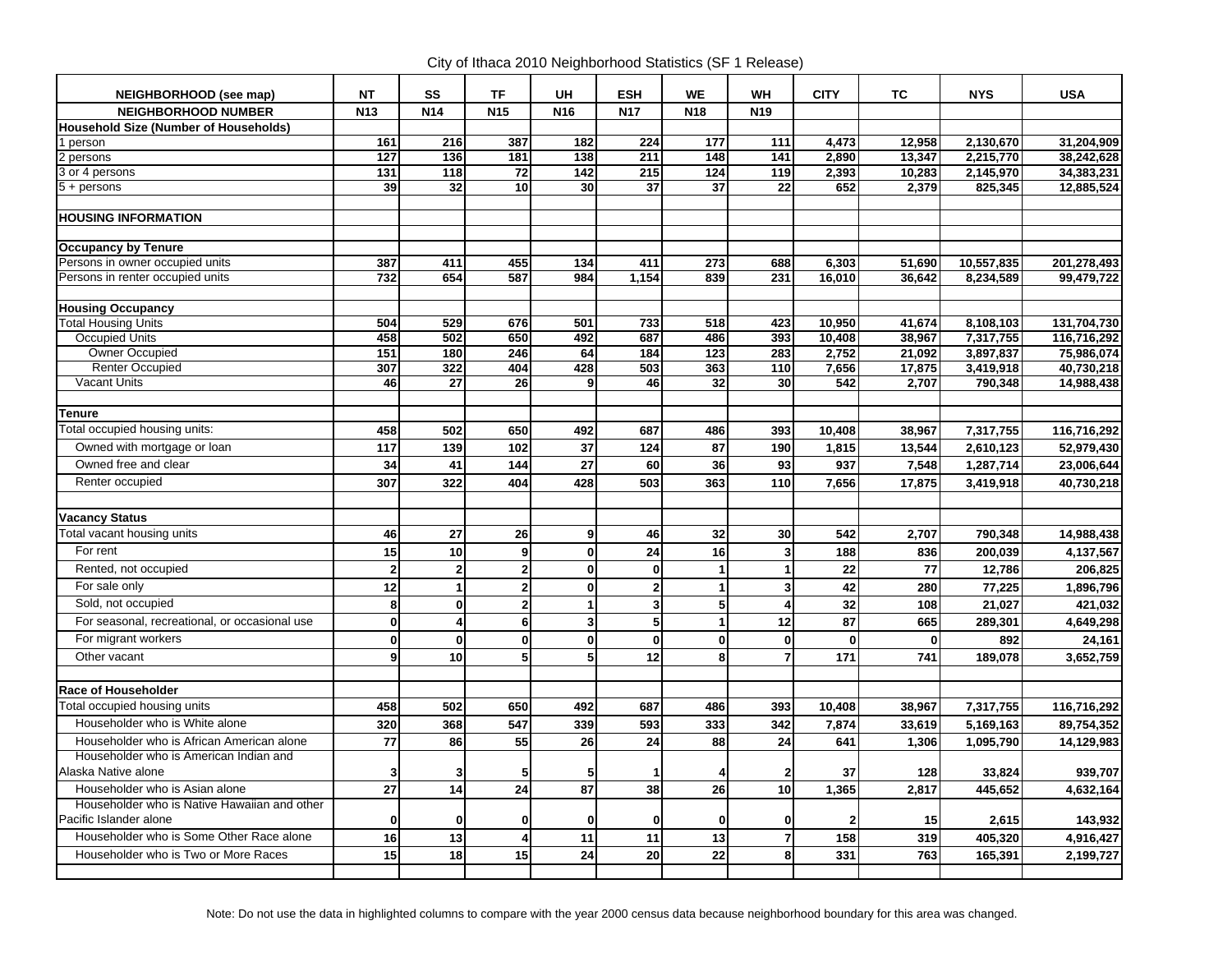City of Ithaca 2010 Neighborhood Statistics (SF 1 Release)

| NEIGHBORHOOD (see map) | NT | SS | TF | UH | ESH | WE | WH | CITY | TC | NYS | USA |
|---|---|---|---|---|---|---|---|---|---|---|---|
| NEIGHBORHOOD NUMBER | N13 | N14 | N15 | N16 | N17 | N18 | N19 | | | | |
| **Household Size (Number of Households)** | | | | | | | | | | | |
| 1 person | 161 | 216 | 387 | 182 | 224 | 177 | 111 | 4,473 | 12,958 | 2,130,670 | 31,204,909 |
| 2 persons | 127 | 136 | 181 | 138 | 211 | 148 | 141 | 2,890 | 13,347 | 2,215,770 | 38,242,628 |
| 3 or 4 persons | 131 | 118 | 72 | 142 | 215 | 124 | 119 | 2,393 | 10,283 | 2,145,970 | 34,383,231 |
| 5 + persons | 39 | 32 | 10 | 30 | 37 | 37 | 22 | 652 | 2,379 | 825,345 | 12,885,524 |
| | | | | | | | | | | | |
| **HOUSING INFORMATION** | | | | | | | | | | | |
| | | | | | | | | | | | |
| **Occupancy by Tenure** | | | | | | | | | | | |
| Persons in owner occupied units | 387 | 411 | 455 | 134 | 411 | 273 | 688 | 6,303 | 51,690 | 10,557,835 | 201,278,493 |
| Persons in renter occupied units | 732 | 654 | 587 | 984 | 1,154 | 839 | 231 | 16,010 | 36,642 | 8,234,589 | 99,479,722 |
| | | | | | | | | | | | |
| **Housing Occupancy** | | | | | | | | | | | |
| Total Housing Units | 504 | 529 | 676 | 501 | 733 | 518 | 423 | 10,950 | 41,674 | 8,108,103 | 131,704,730 |
| Occupied Units | 458 | 502 | 650 | 492 | 687 | 486 | 393 | 10,408 | 38,967 | 7,317,755 | 116,716,292 |
| Owner Occupied | 151 | 180 | 246 | 64 | 184 | 123 | 283 | 2,752 | 21,092 | 3,897,837 | 75,986,074 |
| Renter Occupied | 307 | 322 | 404 | 428 | 503 | 363 | 110 | 7,656 | 17,875 | 3,419,918 | 40,730,218 |
| Vacant Units | 46 | 27 | 26 | 9 | 46 | 32 | 30 | 542 | 2,707 | 790,348 | 14,988,438 |
| | | | | | | | | | | | |
| **Tenure** | | | | | | | | | | | |
| Total occupied housing units: | 458 | 502 | 650 | 492 | 687 | 486 | 393 | 10,408 | 38,967 | 7,317,755 | 116,716,292 |
| Owned with mortgage or loan | 117 | 139 | 102 | 37 | 124 | 87 | 190 | 1,815 | 13,544 | 2,610,123 | 52,979,430 |
| Owned free and clear | 34 | 41 | 144 | 27 | 60 | 36 | 93 | 937 | 7,548 | 1,287,714 | 23,006,644 |
| Renter occupied | 307 | 322 | 404 | 428 | 503 | 363 | 110 | 7,656 | 17,875 | 3,419,918 | 40,730,218 |
| | | | | | | | | | | | |
| **Vacancy Status** | | | | | | | | | | | |
| Total vacant housing units | 46 | 27 | 26 | 9 | 46 | 32 | 30 | 542 | 2,707 | 790,348 | 14,988,438 |
| For rent | 15 | 10 | 9 | 0 | 24 | 16 | 3 | 188 | 836 | 200,039 | 4,137,567 |
| Rented, not occupied | 2 | 2 | 2 | 0 | 0 | 1 | 1 | 22 | 77 | 12,786 | 206,825 |
| For sale only | 12 | 1 | 2 | 0 | 2 | 1 | 3 | 42 | 280 | 77,225 | 1,896,796 |
| Sold, not occupied | 8 | 0 | 2 | 1 | 3 | 5 | 4 | 32 | 108 | 21,027 | 421,032 |
| For seasonal, recreational, or occasional use | 0 | 4 | 6 | 3 | 5 | 1 | 12 | 87 | 665 | 289,301 | 4,649,298 |
| For migrant workers | 0 | 0 | 0 | 0 | 0 | 0 | 0 | 0 | 0 | 892 | 24,161 |
| Other vacant | 9 | 10 | 5 | 5 | 12 | 8 | 7 | 171 | 741 | 189,078 | 3,652,759 |
| | | | | | | | | | | | |
| **Race of Householder** | | | | | | | | | | | |
| Total occupied housing units | 458 | 502 | 650 | 492 | 687 | 486 | 393 | 10,408 | 38,967 | 7,317,755 | 116,716,292 |
| Householder who is White alone | 320 | 368 | 547 | 339 | 593 | 333 | 342 | 7,874 | 33,619 | 5,169,163 | 89,754,352 |
| Householder who is African American alone | 77 | 86 | 55 | 26 | 24 | 88 | 24 | 641 | 1,306 | 1,095,790 | 14,129,983 |
| Householder who is American Indian and Alaska Native alone | 3 | 3 | 5 | 5 | 1 | 4 | 2 | 37 | 128 | 33,824 | 939,707 |
| Householder who is Asian alone | 27 | 14 | 24 | 87 | 38 | 26 | 10 | 1,365 | 2,817 | 445,652 | 4,632,164 |
| Householder who is Native Hawaiian and other Pacific Islander alone | 0 | 0 | 0 | 0 | 0 | 0 | 0 | 2 | 15 | 2,615 | 143,932 |
| Householder who is Some Other Race alone | 16 | 13 | 4 | 11 | 11 | 13 | 7 | 158 | 319 | 405,320 | 4,916,427 |
| Householder who is Two or More Races | 15 | 18 | 15 | 24 | 20 | 22 | 8 | 331 | 763 | 165,391 | 2,199,727 |

Note: Do not use the data in highlighted columns to compare with the year 2000 census data because neighborhood boundary for this area was changed.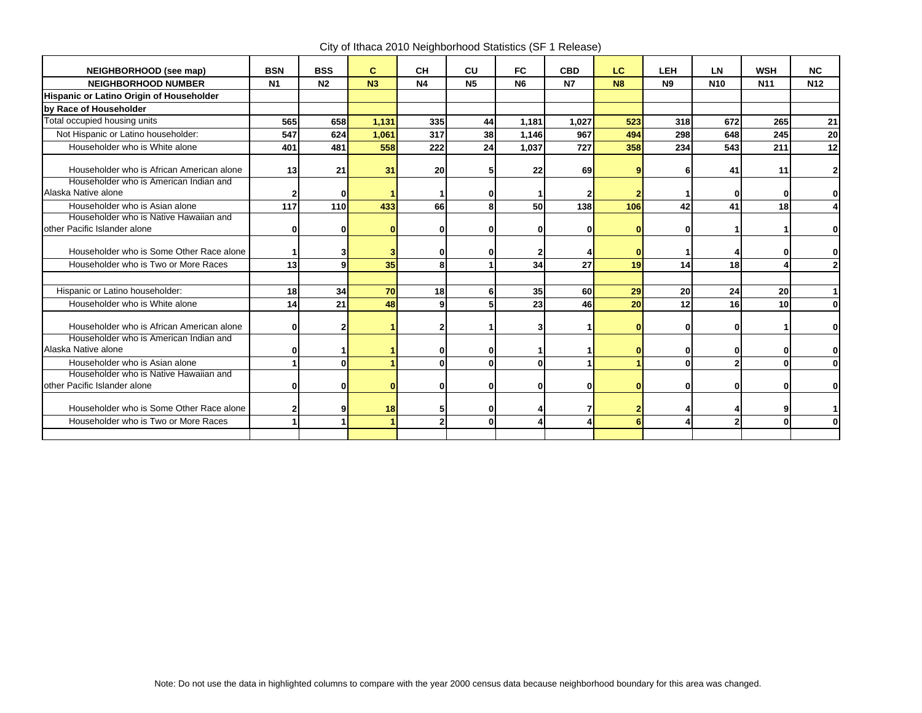City of Ithaca 2010 Neighborhood Statistics (SF 1 Release)

| NEIGHBORHOOD (see map) | BSN | BSS | C | CH | CU | FC | CBD | LC | LEH | LN | WSH | NC |
|---|---|---|---|---|---|---|---|---|---|---|---|---|
| **NEIGHBORHOOD NUMBER** | **N1** | **N2** | **N3** | **N4** | **N5** | **N6** | **N7** | **N8** | **N9** | **N10** | **N11** | **N12** |
| **Hispanic or Latino Origin of Householder** | | | | | | | | | | | | |
| **by Race of Householder** | | | | | | | | | | | | |
| Total occupied housing units | 565 | 658 | 1,131 | 335 | 44 | 1,181 | 1,027 | 523 | 318 | 672 | 265 | 21 |
| Not Hispanic or Latino householder: | 547 | 624 | 1,061 | 317 | 38 | 1,146 | 967 | 494 | 298 | 648 | 245 | 20 |
| Householder who is White alone | 401 | 481 | 558 | 222 | 24 | 1,037 | 727 | 358 | 234 | 543 | 211 | 12 |
| Householder who is African American alone | 13 | 21 | 31 | 20 | 5 | 22 | 69 | 9 | 6 | 41 | 11 | 2 |
| Householder who is American Indian and Alaska Native alone | 2 | 0 | 1 | 1 | 0 | 1 | 2 | 2 | 1 | 0 | 0 | 0 |
| Householder who is Asian alone | 117 | 110 | 433 | 66 | 8 | 50 | 138 | 106 | 42 | 41 | 18 | 4 |
| Householder who is Native Hawaiian and other Pacific Islander alone | 0 | 0 | 0 | 0 | 0 | 0 | 0 | 0 | 0 | 1 | 1 | 0 |
| Householder who is Some Other Race alone | 1 | 3 | 3 | 0 | 0 | 2 | 4 | 0 | 1 | 4 | 0 | 0 |
| Householder who is Two or More Races | 13 | 9 | 35 | 8 | 1 | 34 | 27 | 19 | 14 | 18 | 4 | 2 |
| | | | | | | | | | | | | |
| Hispanic or Latino householder: | 18 | 34 | 70 | 18 | 6 | 35 | 60 | 29 | 20 | 24 | 20 | 1 |
| Householder who is White alone | 14 | 21 | 48 | 9 | 5 | 23 | 46 | 20 | 12 | 16 | 10 | 0 |
| Householder who is African American alone | 0 | 2 | 1 | 2 | 1 | 3 | 1 | 0 | 0 | 0 | 1 | 0 |
| Householder who is American Indian and Alaska Native alone | 0 | 1 | 1 | 0 | 0 | 1 | 1 | 0 | 0 | 0 | 0 | 0 |
| Householder who is Asian alone | 1 | 0 | 1 | 0 | 0 | 0 | 1 | 1 | 0 | 2 | 0 | 0 |
| Householder who is Native Hawaiian and other Pacific Islander alone | 0 | 0 | 0 | 0 | 0 | 0 | 0 | 0 | 0 | 0 | 0 | 0 |
| Householder who is Some Other Race alone | 2 | 9 | 18 | 5 | 0 | 4 | 7 | 2 | 4 | 4 | 9 | 1 |
| Householder who is Two or More Races | 1 | 1 | 1 | 2 | 0 | 4 | 4 | 6 | 4 | 2 | 0 | 0 |

Note: Do not use the data in highlighted columns to compare with the year 2000 census data because neighborhood boundary for this area was changed.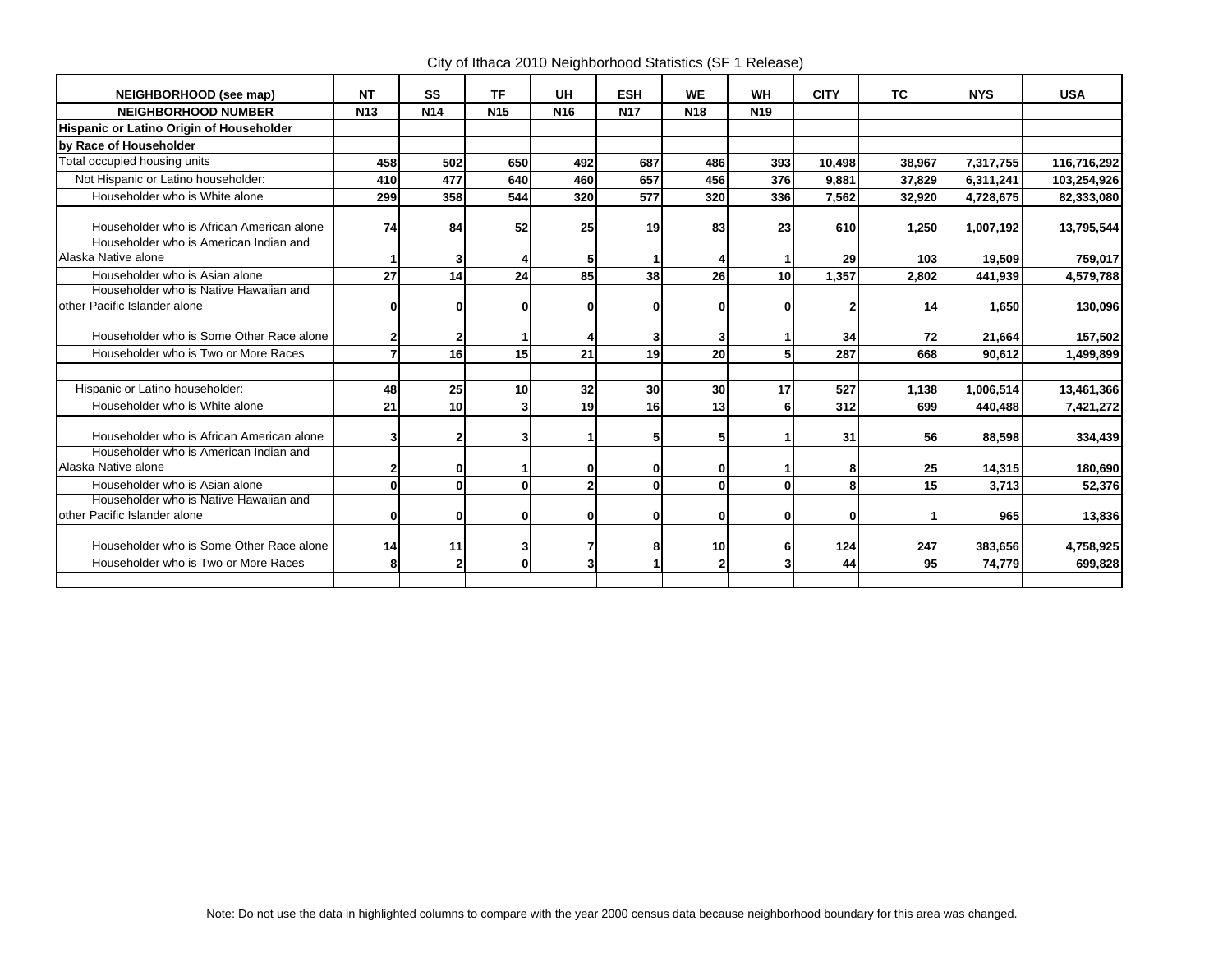City of Ithaca 2010 Neighborhood Statistics (SF 1 Release)

| NEIGHBORHOOD (see map) | NT | SS | TF | UH | ESH | WE | WH | CITY | TC | NYS | USA |
|---|---|---|---|---|---|---|---|---|---|---|---|
| **NEIGHBORHOOD NUMBER** | **N13** | **N14** | **N15** | **N16** | **N17** | **N18** | **N19** | | | | |
| **Hispanic or Latino Origin of Householder** | | | | | | | | | | | |
| **by Race of Householder** | | | | | | | | | | | |
| Total occupied housing units | 458 | 502 | 650 | 492 | 687 | 486 | 393 | 10,498 | 38,967 | 7,317,755 | 116,716,292 |
| Not Hispanic or Latino householder: | 410 | 477 | 640 | 460 | 657 | 456 | 376 | 9,881 | 37,829 | 6,311,241 | 103,254,926 |
| Householder who is White alone | 299 | 358 | 544 | 320 | 577 | 320 | 336 | 7,562 | 32,920 | 4,728,675 | 82,333,080 |
| Householder who is African American alone | 74 | 84 | 52 | 25 | 19 | 83 | 23 | 610 | 1,250 | 1,007,192 | 13,795,544 |
| Householder who is American Indian and Alaska Native alone | 1 | 3 | 4 | 5 | 1 | 4 | 1 | 29 | 103 | 19,509 | 759,017 |
| Householder who is Asian alone | 27 | 14 | 24 | 85 | 38 | 26 | 10 | 1,357 | 2,802 | 441,939 | 4,579,788 |
| Householder who is Native Hawaiian and other Pacific Islander alone | 0 | 0 | 0 | 0 | 0 | 0 | 0 | 2 | 14 | 1,650 | 130,096 |
| Householder who is Some Other Race alone | 2 | 2 | 1 | 4 | 3 | 3 | 1 | 34 | 72 | 21,664 | 157,502 |
| Householder who is Two or More Races | 7 | 16 | 15 | 21 | 19 | 20 | 5 | 287 | 668 | 90,612 | 1,499,899 |
| | | | | | | | | | | | |
| Hispanic or Latino householder: | 48 | 25 | 10 | 32 | 30 | 30 | 17 | 527 | 1,138 | 1,006,514 | 13,461,366 |
| Householder who is White alone | 21 | 10 | 3 | 19 | 16 | 13 | 6 | 312 | 699 | 440,488 | 7,421,272 |
| Householder who is African American alone | 3 | 2 | 3 | 1 | 5 | 5 | 1 | 31 | 56 | 88,598 | 334,439 |
| Householder who is American Indian and Alaska Native alone | 2 | 0 | 1 | 0 | 0 | 0 | 1 | 8 | 25 | 14,315 | 180,690 |
| Householder who is Asian alone | 0 | 0 | 0 | 2 | 0 | 0 | 0 | 8 | 15 | 3,713 | 52,376 |
| Householder who is Native Hawaiian and other Pacific Islander alone | 0 | 0 | 0 | 0 | 0 | 0 | 0 | 0 | 1 | 965 | 13,836 |
| Householder who is Some Other Race alone | 14 | 11 | 3 | 7 | 8 | 10 | 6 | 124 | 247 | 383,656 | 4,758,925 |
| Householder who is Two or More Races | 8 | 2 | 0 | 3 | 1 | 2 | 3 | 44 | 95 | 74,779 | 699,828 |

Note: Do not use the data in highlighted columns to compare with the year 2000 census data because neighborhood boundary for this area was changed.